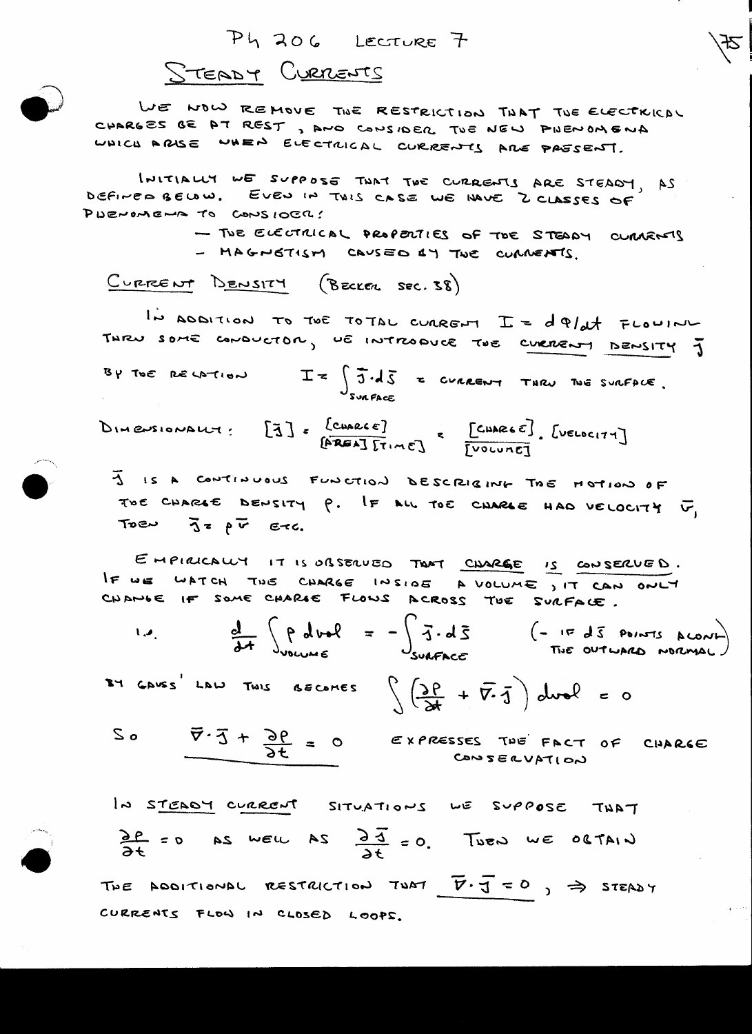# PH 206 LECTURE 7

## STEADY CURRENTS

WE NOW REMOVE THE RESTRICTION THAT THE ELECTRICAL CHARGES BE AT REST, AND CONSIDER THE NEW PHENOMENA WHICH ARISE WHEN ELECTRICAL CURRENTS ARE PRESENT.

INITIALLY WE SUPPOSE THAT THE CURRENTS ARE STEADY, AS DEFINED BELOW. EVEN IN THIS CASE WE HAVE 2 CLASSES OF PHENOMENA TO CONSIDER:

- THE ELECTRICAL PROPERTIES OF THE STEADY CURRENTS
- MAGNETISM CAUSED BY THE CURRENTS.

### CURRENT DENSITY (BECKER SEC. 38)

IN ADDITION TO THE TOTAL CURRENT $I = dq/dt$ FLOWING THRU SOME CONDUCTOR, WE INTRODUCE THE CURRENT DENSITY $\bar{J}$

BY THE RELATION $I = \int_{\text{SURFACE}} \bar{J} \cdot d\bar{S}$ = CURRENT THRU THE SURFACE.

DIMENSIONALLY: $[J] = \frac{[\text{CHARGE}]}{[\text{AREA}][\text{TIME}]} = \frac{[\text{CHARGE}]}{[\text{VOLUME}]} \cdot [\text{VELOCITY}]$

$\bar{J}$ IS A CONTINUOUS FUNCTION DESCRIBING THE MOTION OF THE CHARGE DENSITY $\rho$. IF ALL THE CHARGE HAD VELOCITY $\bar{v}$, THEN $\bar{J} = \rho \bar{v}$ ETC.

EMPIRICALLY IT IS OBSERVED THAT CHARGE IS CONSERVED. IF WE WATCH THE CHARGE INSIDE A VOLUME, IT CAN ONLY CHANGE IF SOME CHARGE FLOWS ACROSS THE SURFACE.

I.E.
$$\frac{d}{dt} \int_{\text{VOLUME}} \rho \, d\text{vol} = - \int_{\text{SURFACE}} \bar{J} \cdot d\bar{S}$$
($-$ IF $d\bar{S}$ POINTS ALONG THE OUTWARD NORMAL)

BY GAUSS' LAW THIS BECOMES
$$\int \left( \frac{\partial \rho}{\partial t} + \bar{\nabla} \cdot \bar{J} \right) d\text{vol} = 0$$

SO
$$\bar{\nabla} \cdot \bar{J} + \frac{\partial \rho}{\partial t} = 0$$
EXPRESSES THE FACT OF CHARGE CONSERVATION

IN STEADY CURRENT SITUATIONS WE SUPPOSE THAT $\frac{\partial \rho}{\partial t} = 0$ AS WELL AS $\frac{\partial \bar{J}}{\partial t} = 0$. THEN WE OBTAIN THE ADDITIONAL RESTRICTION THAT $\bar{\nabla} \cdot \bar{J} = 0$, $\Rightarrow$ STEADY CURRENTS FLOW IN CLOSED LOOPS.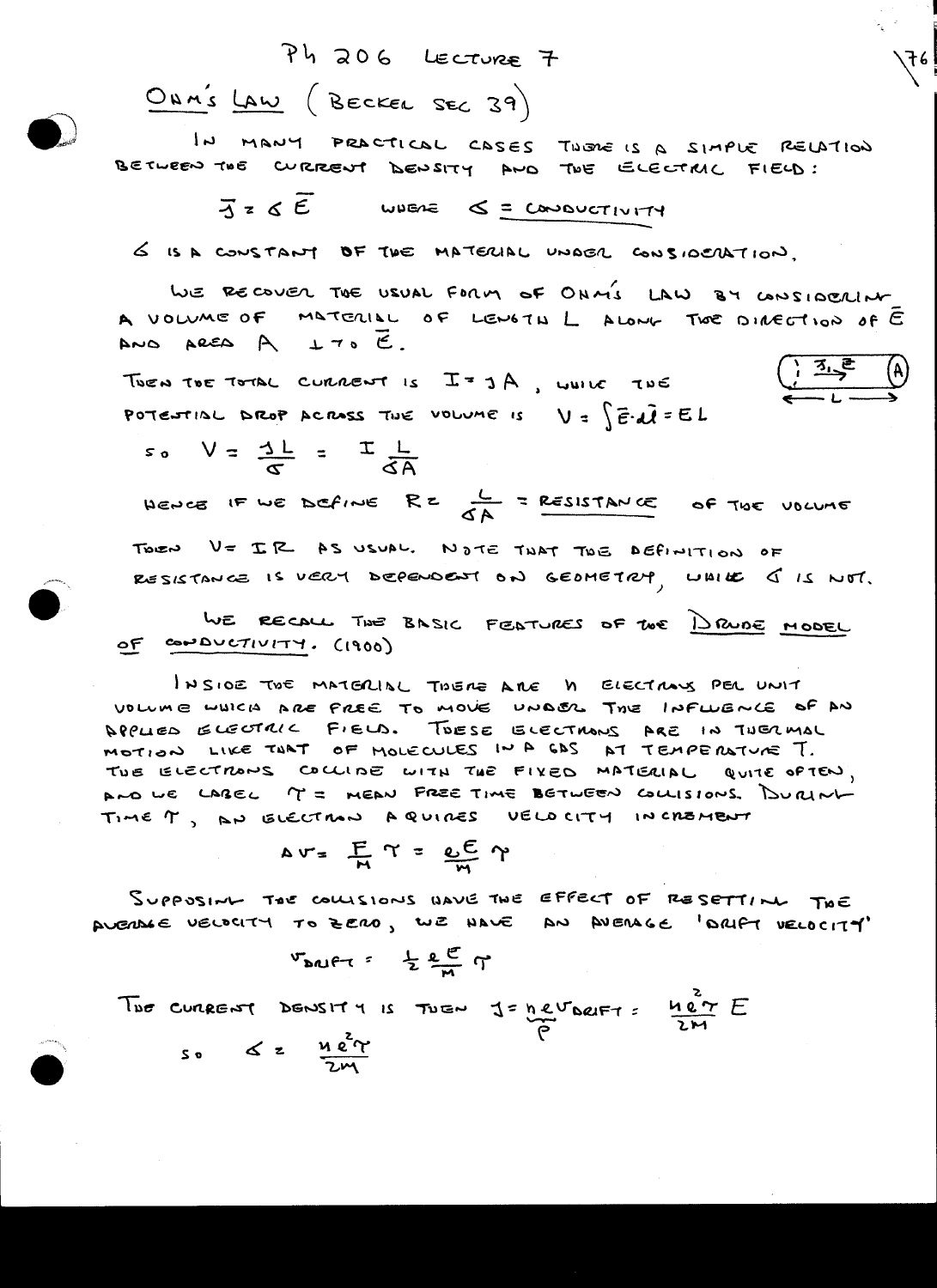# Ohm's Law (Becker Sec 39)

In many practical cases there is a simple relation between the current density and the electric field:

$$\bar{J} = \sigma \bar{E} \qquad \text{where } \underline{\sigma = \text{conductivity}}$$

$\sigma$ is a constant of the material under consideration.

We recover the usual form of Ohm's law by considering a volume of material of length $L$ along the direction of $\bar{E}$ and area $A$ $\perp$ to $\bar{E}$.

Then the total current is $I = JA$, while the potential drop across the volume is $V = \int \bar{E} \cdot d\bar{l} = EL$

so $V = \frac{JL}{\sigma} = I \frac{L}{\sigma A}$

Hence if we define $R = \frac{L}{\sigma A}$ = <u>resistance</u> of the volume

Then $V = IR$ as usual. Note that the definition of resistance is very dependent on geometry, while $\sigma$ is not.

We recall the basic features of the <u>Drude model</u> of conductivity. (1900)

Inside the material there are $n$ electrons per unit volume which are free to move under the influence of an applied electric field. These electrons are in thermal motion like that of molecules in a gas at temperature $T$. The electrons collide with the fixed material quite often, and we label $\tau$ = mean free time between collisions. During time $\tau$, an electron aquires velocity increment

$$\Delta v = \frac{F}{M} \tau = \frac{eE}{M} \tau$$

Supposing the collisions have the effect of resetting the average velocity to zero, we have an average 'drift velocity'

$$v_{DRIFT} = \frac{1}{2} \frac{eE}{M} \tau$$

The current density is then $J = \underset{\rho}{\underbrace{ne}} v_{DRIFT} = \frac{ne^2\tau}{2M} E$

so $\sigma = \frac{ne^2\tau}{2M}$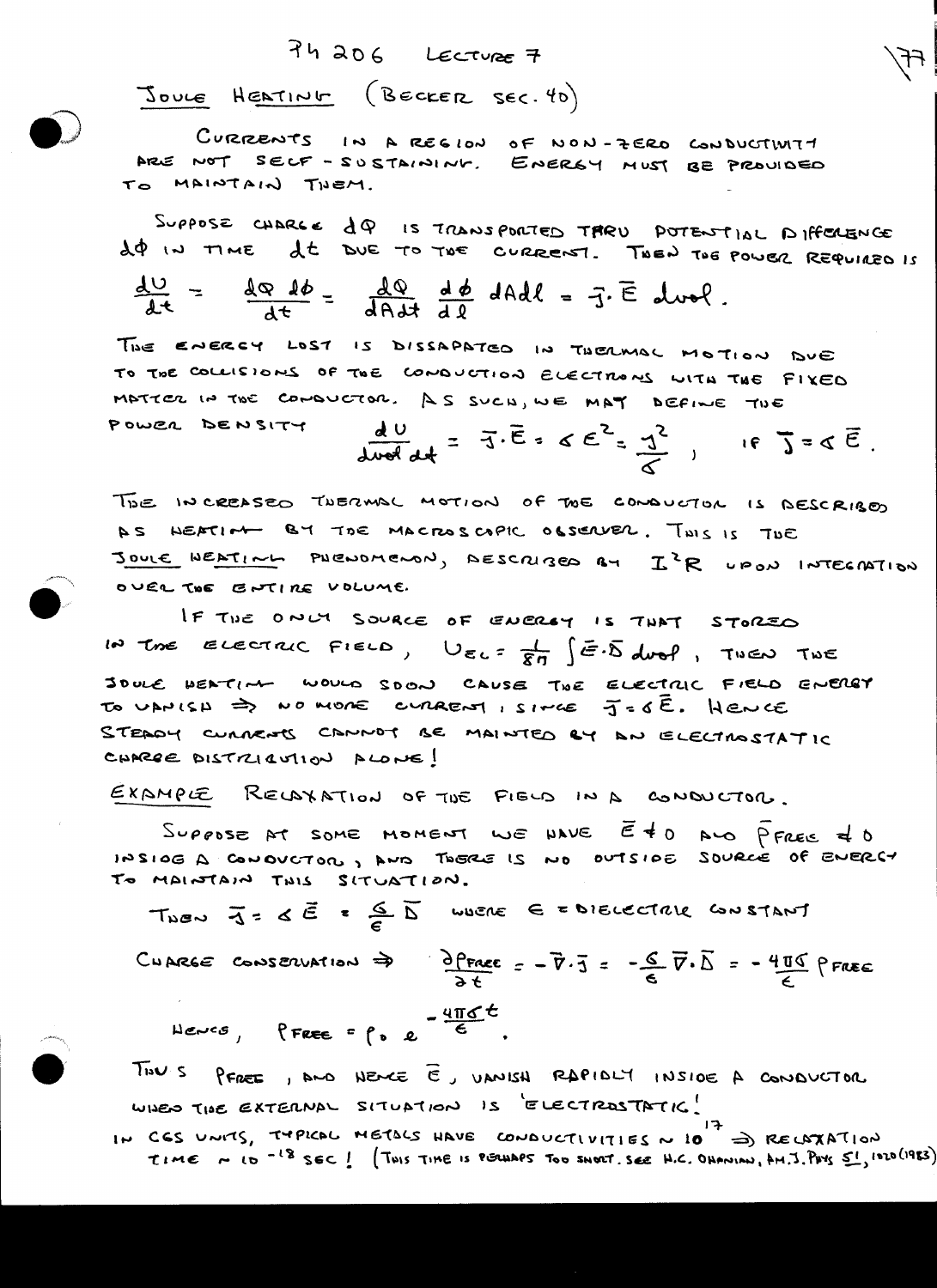## Joule Heating (Becker sec. 40)

Currents in a region of non-zero conductivity are not self-sustaining. Energy must be provided to maintain them.

Suppose charge $dQ$ is transported thru potential difference $d\phi$ in time $dt$ due to the current. Then the power required is

$$\frac{dU}{dt} = \frac{dQ\, d\phi}{dt} = \frac{dQ}{dA\,dt}\,\frac{d\phi}{d\ell}\, dA\, d\ell = \bar{J}\cdot\bar{E}\, d\text{vol}.$$

The energy lost is dissapated in thermal motion due to the collisions of the conduction electrons with the fixed matter in the conductor. As such, we may define the power density

$$\frac{dU}{d\text{vol}\, dt} = \bar{J}\cdot\bar{E} = \sigma E^2 = \frac{J^2}{\sigma}, \quad \text{if } \bar{J} = \sigma\bar{E}.$$

The increased thermal motion of the conductor is described as heating by the macroscopic observer. This is the Joule heating phenomenon, described by $I^2R$ upon integration over the entire volume.

If the only source of energy is that stored in the electric field, $U_{EL} = \frac{1}{8\pi}\int \bar{E}\cdot\bar{D}\, d\text{vol}$, then the Joule heating would soon cause the electric field energy to vanish $\Rightarrow$ no more current, since $\bar{J} = \sigma\bar{E}$. Hence steady currents cannot be mainted by an electrostatic charge distribution alone!

**Example** Relaxation of the field in a conductor.

Suppose at some moment we have $\bar{E} \neq 0$ and $\rho_{FREE} \neq 0$ inside a conductor, and there is no outside source of energy to maintain this situation.

Then $\bar{J} = \sigma\bar{E} = \frac{\sigma}{\epsilon}\bar{D}$ where $\epsilon$ = dielectric constant

Charge conservation $\Rightarrow$ $\frac{\partial \rho_{FREE}}{\partial t} = -\bar{\nabla}\cdot\bar{J} = -\frac{\sigma}{\epsilon}\bar{\nabla}\cdot\bar{D} = -\frac{4\pi\sigma}{\epsilon}\rho_{FREE}$

Hence, $\rho_{FREE} = \rho_0\, e^{-\frac{4\pi\sigma t}{\epsilon}}$.

Thus $\rho_{FREE}$, and hence $\bar{E}$, vanish rapidly inside a conductor when the external situation is 'electrostatic'!

In CGS units, typical metals have conductivities $\sim 10^{17}$ $\Rightarrow$ relaxation time $\sim 10^{-18}$ sec! (This time is perhaps too short. See H.C. Ohanian, Am. J. Phys 51, 1020 (1983))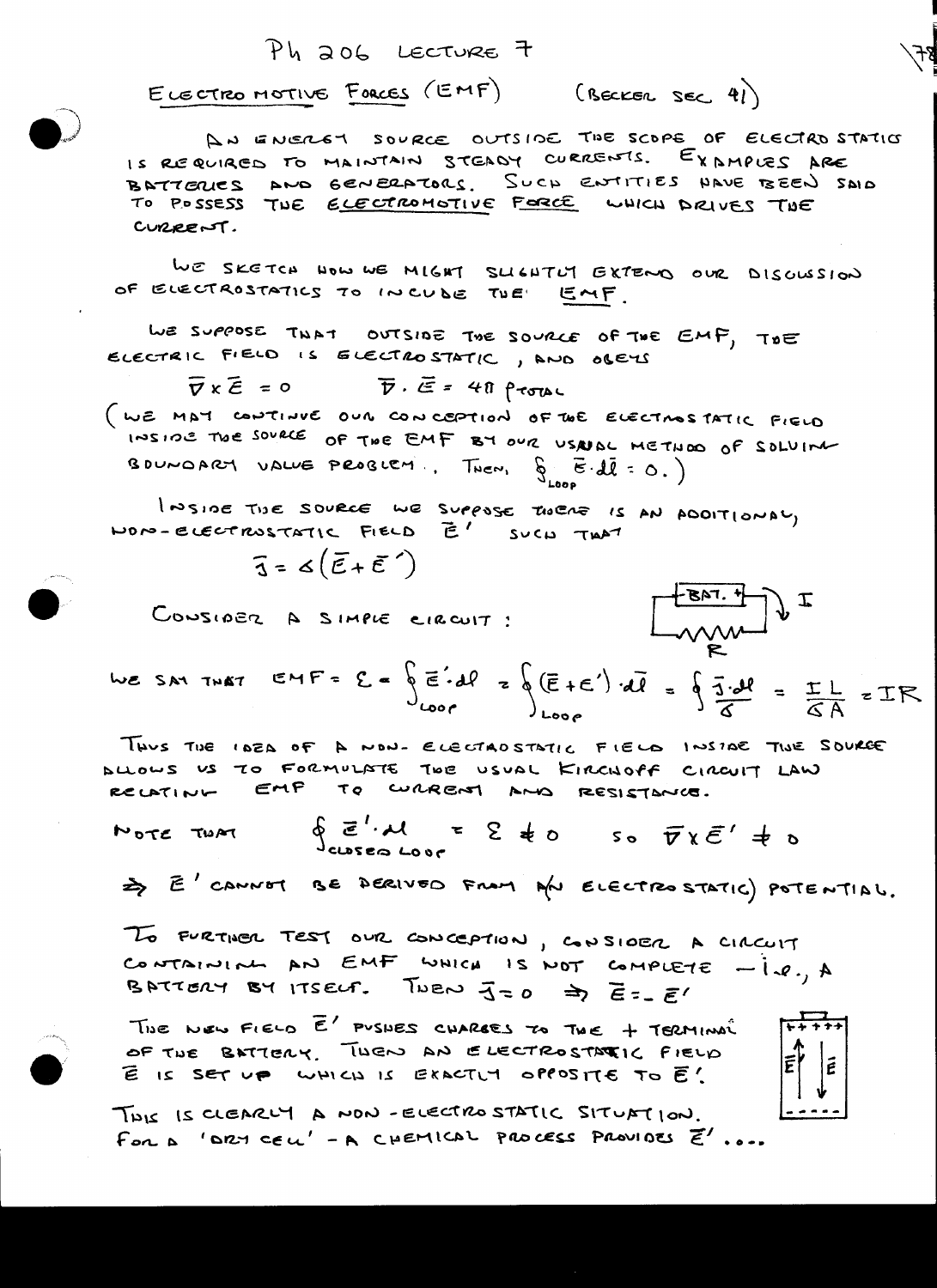# Ph 206 Lecture 7

## Electromotive Forces (EMF) (Becker Sec 41)

An energy source outside the scope of electrostatics is required to maintain steady currents. Examples are batteries and generators. Such entities have been said to possess the *electromotive force* which drives the current.

We sketch how we might slightly extend our discussion of electrostatics to include the EMF.

We suppose that outside the source of the EMF, the electric field is electrostatic, and obeys

$$\bar{\nabla} \times \bar{E} = 0 \qquad \bar{\nabla} \cdot \bar{E} = 4\pi \rho_{TOTAL}$$

(We may continue our conception of the electrostatic field inside the source of the EMF by our usual method of solving boundary value problem. Then, $\oint_{Loop} \bar{E} \cdot d\bar{l} = 0$.)

Inside the source we suppose there is an additional, non-electrostatic field $\bar{E}'$ such that

$$\bar{J} = \sigma(\bar{E} + \bar{E}')$$

Consider a simple circuit: [circuit: BAT. with + terminals, resistor R, current I]

We say that

$$\text{EMF} = \mathcal{E} = \oint_{Loop} \bar{E}' \cdot d\bar{l} = \oint_{Loop} (\bar{E} + \bar{E}') \cdot d\bar{l} = \oint \frac{\bar{J} \cdot d\bar{l}}{\sigma} = \frac{IL}{\sigma A} = IR$$

Thus the idea of a non-electrostatic field inside the source allows us to formulate the usual Kirchoff circuit law relating EMF to current and resistance.

Note that

$$\oint_{\text{closed loop}} \bar{E}' \cdot d\bar{l} = \mathcal{E} \neq 0 \quad \text{so} \quad \bar{\nabla} \times \bar{E}' \neq 0$$

$\Rightarrow$ $\bar{E}'$ cannot be derived from an electrostatic) potential.

To further test our conception, consider a circuit containing an EMF which is not complete — i.e., a battery by itself. Then $\bar{J} = 0 \Rightarrow \bar{E} = -\bar{E}'$

The new field $\bar{E}'$ pushes charges to the + terminal of the battery. Then an electrostatic field $\bar{E}$ is set up which is exactly opposite to $\bar{E}'$.

This is clearly a non-electrostatic situation. For a 'dry cell' - a chemical process provides $\bar{E}'$....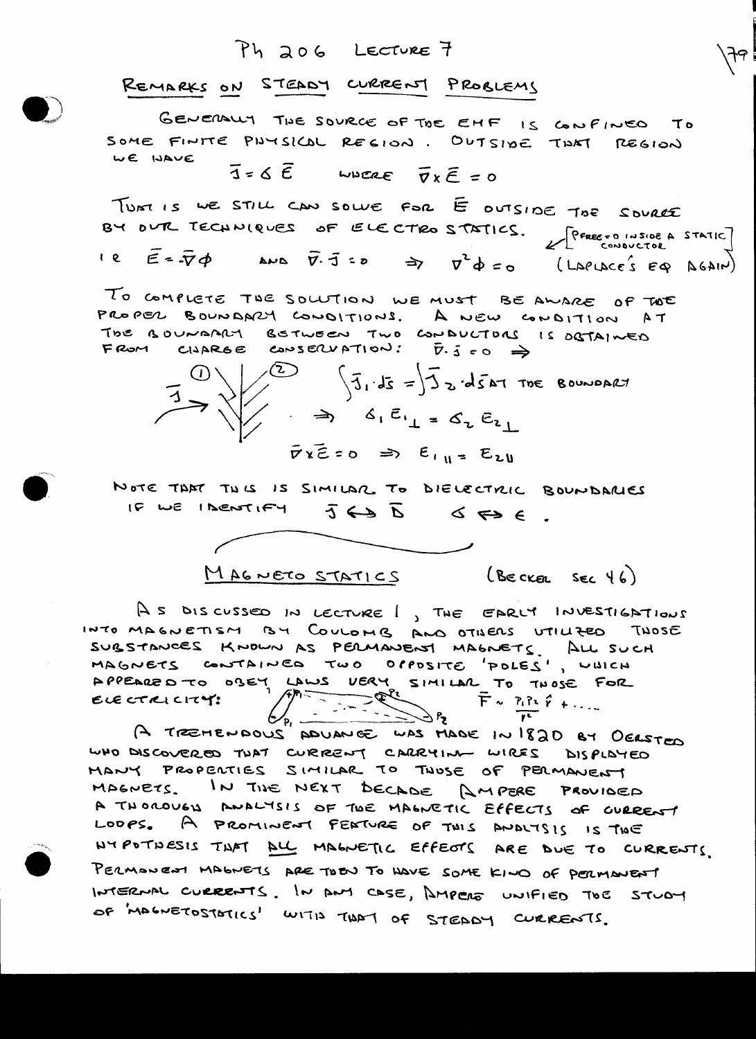# Ph 206 Lecture 7

## Remarks on Steady Current Problems

Generally the source of the EMF is confined to some finite physical region. Outside that region we have

$$\bar{J} = \sigma \bar{E} \quad \text{where} \quad \bar{\nabla} \times \bar{E} = 0$$

That is we still can solve for $\bar{E}$ outside the source by our techniques of electrostatics. [$P_{FREE} = 0$ inside a static conductor]

i.e. $\bar{E} = -\bar{\nabla}\phi$ and $\bar{\nabla} \cdot \bar{J} = 0 \Rightarrow \nabla^2 \phi = 0$ (Laplace's eq again)

To complete the solution we must be aware of the proper boundary conditions. A new condition at the boundary between two conductors is obtained from charge conservation: $\bar{\nabla} \cdot \bar{J} = 0 \Rightarrow$

$$\int \bar{J}_1 \cdot d\bar{s} = \int \bar{J}_2 \cdot d\bar{s} \text{ at the boundary}$$

$$\Rightarrow \sigma_1 E_{1\perp} = \sigma_2 E_{2\perp}$$

$$\bar{\nabla} \times \bar{E} = 0 \Rightarrow E_{1\parallel} = E_{2\parallel}$$

Note that this is similar to dielectric boundaries if we identify $\bar{J} \Leftrightarrow \bar{D}$ $\sigma \Leftrightarrow \epsilon$.

## Magnetostatics (Becker sec 46)

As discussed in Lecture 1, the early investigations into magnetism by Coulomb and others utilized those substances known as permanent magnets. All such magnets contained two opposite 'poles', which appeared to obey laws very similar to those for electricity:

$$\bar{F} \sim \frac{P_1 P_2}{r^2}\hat{r} + \ldots$$

A tremendous advance was made in 1820 by Oersted who discovered that current carrying wires displayed many properties similar to those of permanent magnets. In the next decade Ampere provided a thorough analysis of the magnetic effects of current loops. A prominent feature of this analysis is the hypothesis that <u>all</u> magnetic effects are due to currents. Permanent magnets are then to have some kind of permanent internal currents. In any case, Ampere unified the study of 'magnetostatics' with that of steady currents.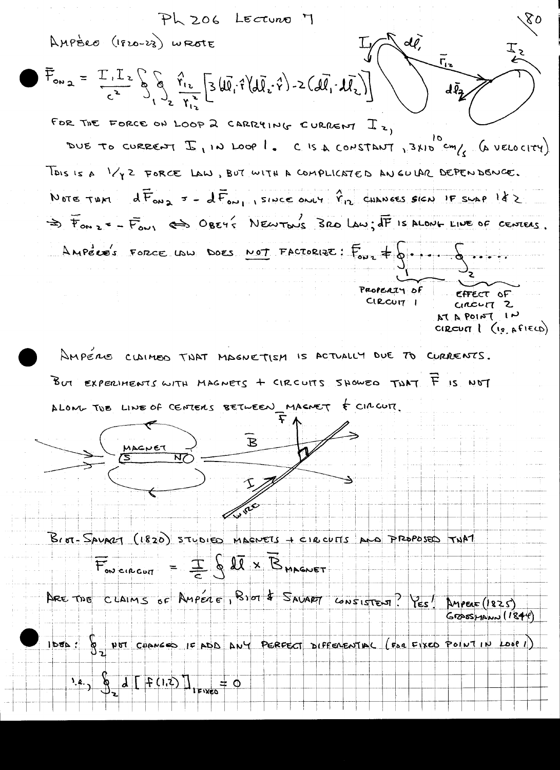# PH 206 LECTURE 7

AMPÈRE (1820-23) WROTE

$$\bar{F}_{ON\,2} = \frac{I_1 I_2}{c^2} \oint_1 \oint_2 \frac{\hat{r}_{12}}{r_{12}^2}\left[3(d\bar{l}_1\cdot\hat{r})(d\bar{l}_2\cdot\hat{r}) - 2(d\bar{l}_1\cdot d\bar{l}_2)\right]$$

FOR THE FORCE ON LOOP 2 CARRYING CURRENT $I_2$, DUE TO CURRENT $I_1$ IN LOOP 1. $c$ IS A CONSTANT, $3\times10^{10}$ cm/s (A VELOCITY).

THIS IS A $1/r^2$ FORCE LAW, BUT WITH A COMPLICATED ANGULAR DEPENDENCE.

NOTE THAT $d\bar{F}_{ON\,2} = -d\bar{F}_{ON\,1}$, SINCE ONLY $\hat{r}_{12}$ CHANGES SIGN IF SWAP 1 & 2

$\Rightarrow \bar{F}_{ON\,2} = -\bar{F}_{ON\,1} \Leftrightarrow$ OBEYS NEWTON'S 3RD LAW; $d\bar{F}$ IS ALONG LINE OF CENTERS.

AMPÈRE'S FORCE LAW DOES NOT FACTORIZE: $\bar{F}_{ON\,2} \neq \oint_1 \cdots \oint_2 \cdots$

(PROPERTY OF CIRCUIT 1) (EFFECT OF CIRCUIT 2 AT A POINT IN CIRCUIT 1 (i.e., A FIELD))

AMPÈRE CLAIMED THAT MAGNETISM IS ACTUALLY DUE TO CURRENTS.

BUT EXPERIMENTS WITH MAGNETS + CIRCUITS SHOWED THAT $\bar{F}$ IS NOT ALONG THE LINE OF CENTERS BETWEEN MAGNET & CIRCUIT.

BIOT-SAVART (1820) STUDIED MAGNETS + CIRCUITS AND PROPOSED THAT

$$\bar{F}_{ON\,CIRCUIT} = \frac{I}{c}\oint d\bar{l}\times\bar{B}_{MAGNET}$$

ARE THE CLAIMS OF AMPÈRE, BIOT & SAVART CONSISTENT? YES! AMPÈRE (1825), GRASSMANN (1844)

IDEA: $\oint_2$ NOT CHANGED IF ADD ANY PERFECT DIFFERENTIAL (FOR FIXED POINT IN LOOP 1)

i.e., $\oint_2 d\left[f(1,2)\right]_{1\,FIXED} = 0$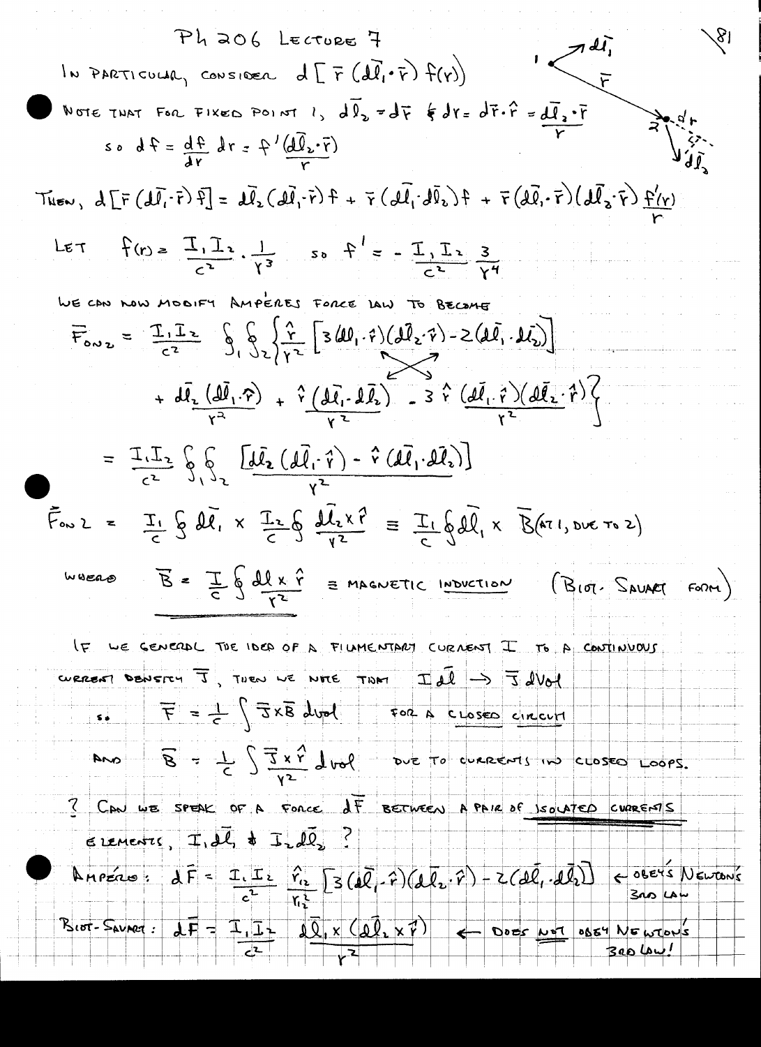# Ph 206 Lecture 7

In particular, consider $d\left[\bar{r}\,(d\bar{l}_1\cdot\bar{r})\,f(r)\right]$

Note that for fixed point 1, $d\bar{l}_2 = d\bar{r}$ & $dr = d\bar{r}\cdot\hat{r} = \dfrac{d\bar{l}_2\cdot\bar{r}}{r}$

so $df = \dfrac{df}{dr}\,dr = f'\dfrac{(d\bar{l}_2\cdot\bar{r})}{r}$

Then, $d\left[\bar{r}\,(d\bar{l}_1\cdot\bar{r})\,f\right] = d\bar{l}_2\,(d\bar{l}_1\cdot\bar{r})\,f + \bar{r}\,(d\bar{l}_1\cdot d\bar{l}_2)\,f + \bar{r}\,(d\bar{l}_1\cdot\bar{r})(d\bar{l}_2\cdot\bar{r})\dfrac{f'(r)}{r}$

Let $f(r) = \dfrac{I_1 I_2}{c^2}\cdot\dfrac{1}{r^3}$ so $f' = -\dfrac{I_1 I_2}{c^2}\,\dfrac{3}{r^4}$

We can now modify Ampère's force law to become

$$\bar{F}_{\text{on }2} = \frac{I_1 I_2}{c^2}\oint_1\oint_2\left\{\frac{\hat{r}}{r^2}\left[3(d\bar{l}_1\cdot\hat{r})(d\bar{l}_2\cdot\hat{r}) - 2(d\bar{l}_1\cdot d\bar{l}_2)\right] + \frac{d\bar{l}_2\,(d\bar{l}_1\cdot\hat{r})}{r^2} + \frac{\hat{r}\,(d\bar{l}_1\cdot d\bar{l}_2)}{r^2} - 3\,\frac{\hat{r}\,(d\bar{l}_1\cdot\hat{r})(d\bar{l}_2\cdot\hat{r})}{r^2}\right\}$$

$$= \frac{I_1 I_2}{c^2}\oint_1\oint_2 \frac{\left[d\bar{l}_2\,(d\bar{l}_1\cdot\hat{r}) - \hat{r}\,(d\bar{l}_1\cdot d\bar{l}_2)\right]}{r^2}$$

$$\bar{F}_{\text{on }2} = \frac{I_1}{c}\oint d\bar{l}_1 \times \frac{I_2}{c}\oint\frac{d\bar{l}_2\times\hat{r}}{r^2} \equiv \frac{I_1}{c}\oint d\bar{l}_1\times\bar{B}(\text{at 1, due to 2})$$

where $\displaystyle \bar{B} = \frac{I}{c}\oint\frac{d\bar{l}\times\hat{r}}{r^2}$ ≡ magnetic induction (Biot-Savart form)

If we generalize the idea of a filamentary current $I$ to a continuous current density $\bar{J}$, then we note that $I\,d\bar{l} \rightarrow \bar{J}\,d\text{Vol}$

so $\displaystyle \bar{F} = \frac{1}{c}\int \bar{J}\times\bar{B}\,d\text{vol}$ for a closed circuit

and $\displaystyle \bar{B} = \frac{1}{c}\int\frac{\bar{J}\times\hat{r}}{r^2}\,d\text{vol}$ due to currents in closed loops.

? Can we speak of a force $d\bar{F}$ between a pair of isolated currents elements, $I_1 d\bar{l}_1$ & $I_2 d\bar{l}_2$ ?

Ampère: $d\bar{F} = \dfrac{I_1 I_2}{c^2}\,\dfrac{\hat{r}_{12}}{r_{12}^2}\left[3(d\bar{l}_1\cdot\hat{r})(d\bar{l}_2\cdot\hat{r}) - 2(d\bar{l}_1\cdot d\bar{l}_2)\right]$ ← obeys Newton's 3rd law

Biot-Savart: $d\bar{F} = \dfrac{I_1 I_2}{c^2}\,\dfrac{d\bar{l}_1\times(d\bar{l}_2\times\hat{r})}{r^2}$ ← does not obey Newton's 3rd law!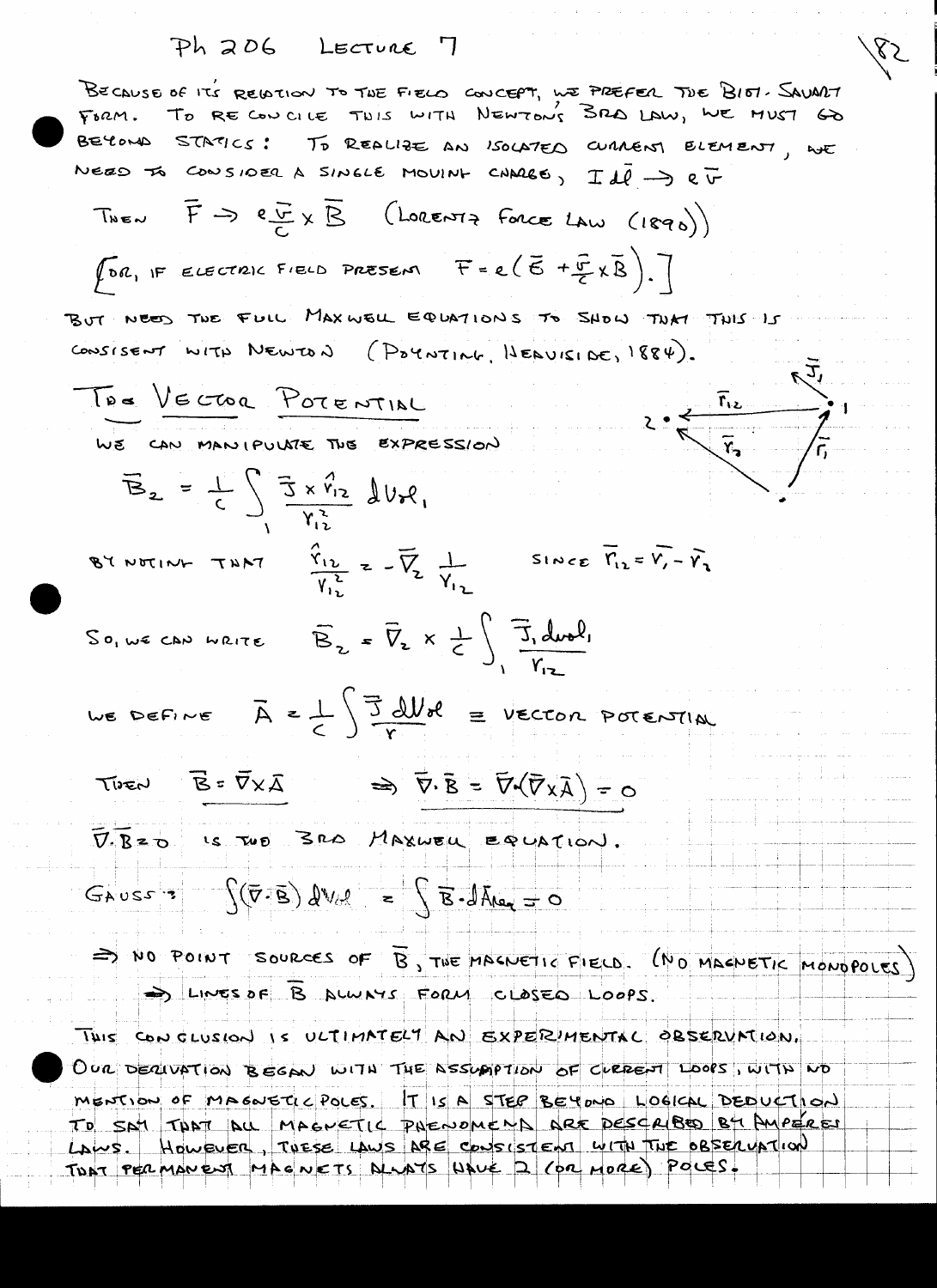# Ph 206 Lecture 7

BECAUSE OF ITS RELATION TO THE FIELD CONCEPT, WE PREFER THE BIOT-SAVART FORM. TO RECONCILE THIS WITH NEWTON'S 3RD LAW, WE MUST GO BEYOND STATICS: TO REALIZE AN ISOLATED CURRENT ELEMENT, WE NEED TO CONSIDER A SINGLE MOVING CHARGE, $I\,d\bar{l} \to e\bar{v}$

THEN $\bar{F} \to e\frac{\bar{v}}{c} \times \bar{B}$ (LORENTZ FORCE LAW (1890))

[OR, IF ELECTRIC FIELD PRESENT $F = e\left(\bar{E} + \frac{\bar{v}}{c} \times \bar{B}\right)$.]

BUT NEED THE FULL MAXWELL EQUATIONS TO SHOW THAT THIS IS CONSISTENT WITH NEWTON (POYNTING, HEAVISIDE, 1884).

## The Vector Potential

WE CAN MANIPULATE THE EXPRESSION

$$\bar{B}_2 = \frac{1}{c}\int_1 \frac{\bar{J} \times \hat{r}_{12}}{r_{12}^2}\, dVol_1$$

BY NOTING THAT $\frac{\hat{r}_{12}}{r_{12}^2} = -\bar{\nabla}_2 \frac{1}{r_{12}}$ SINCE $\bar{r}_{12} = \bar{r}_1 - \bar{r}_2$

SO, WE CAN WRITE $\bar{B}_2 = \bar{\nabla}_2 \times \frac{1}{c}\int_1 \frac{\bar{J}_1\, dvol_1}{r_{12}}$

WE DEFINE $\bar{A} = \frac{1}{c}\int \frac{\bar{J}\, dVol}{r}$ ≡ VECTOR POTENTIAL

THEN $\bar{B} = \bar{\nabla} \times \bar{A}$ $\Rightarrow \bar{\nabla}\cdot\bar{B} = \bar{\nabla}\cdot(\bar{\nabla}\times\bar{A}) = 0$

$\bar{\nabla}\cdot\bar{B} = 0$ IS THE 3RD MAXWELL EQUATION.

GAUSS: $\int (\bar{\nabla}\cdot\bar{B})\, dVol = \int \bar{B}\cdot d\bar{A}_{rea} = 0$

$\Rightarrow$ NO POINT SOURCES OF $\bar{B}$, THE MAGNETIC FIELD. (NO MAGNETIC MONOPOLES)

$\Rightarrow$ LINES OF $\bar{B}$ ALWAYS FORM CLOSED LOOPS.

THIS CONCLUSION IS ULTIMATELY AN EXPERIMENTAL OBSERVATION. OUR DERIVATION BEGAN WITH THE ASSUMPTION OF CURRENT LOOPS, WITH NO MENTION OF MAGNETIC POLES. IT IS A STEP BEYOND LOGICAL DEDUCTION TO SAY THAT ALL MAGNETIC PHENOMENA ARE DESCRIBED BY AMPÈRE'S LAWS. HOWEVER, THESE LAWS ARE CONSISTENT WITH THE OBSERVATION THAT PERMANENT MAGNETS ALWAYS HAVE 2 (OR MORE) POLES.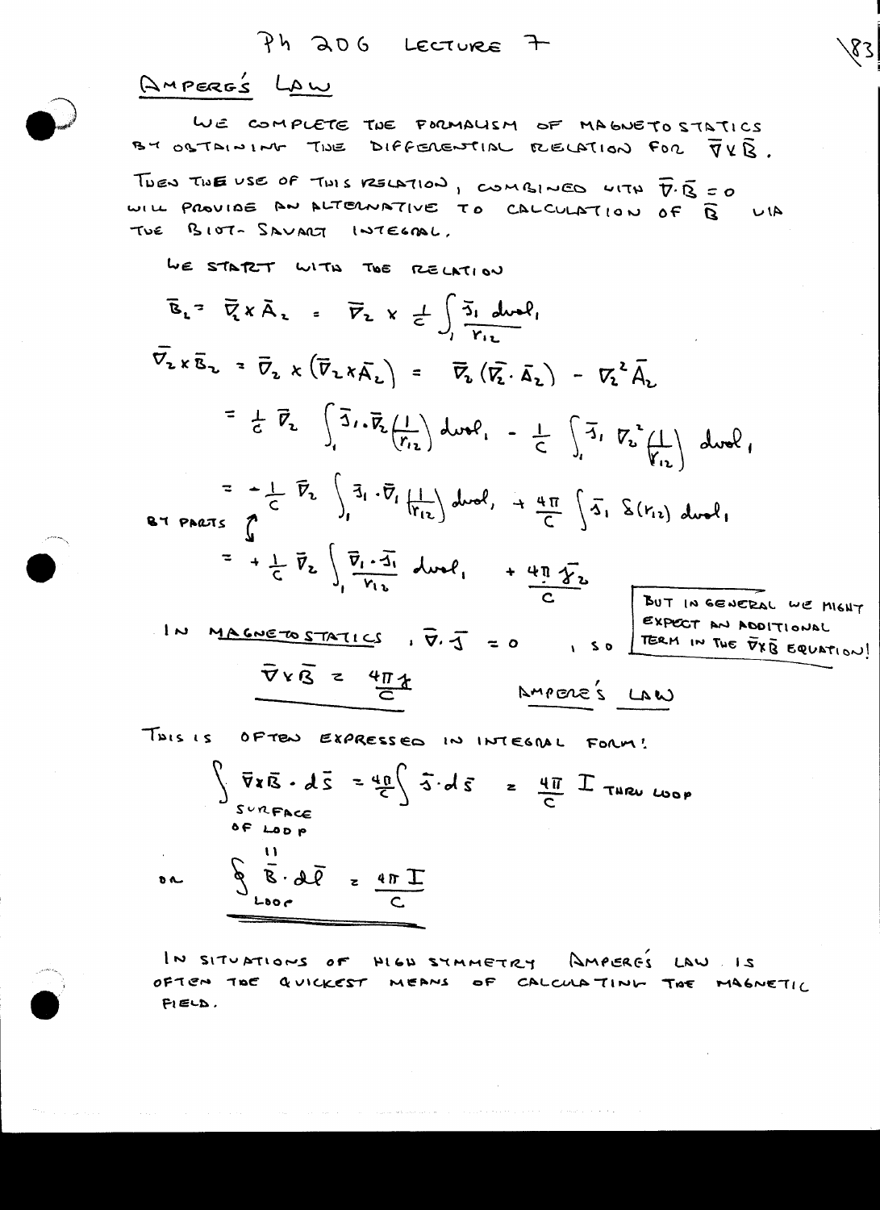## AMPERE'S LAW

WE COMPLETE THE FORMALISM OF MAGNETOSTATICS BY OBTAINING THE DIFFERENTIAL RELATION FOR $\bar{\nabla}\times\bar{B}$.

THEN THE USE OF THIS RELATION, COMBINED WITH $\bar{\nabla}\cdot\bar{B} = 0$ WILL PROVIDE AN ALTERNATIVE TO CALCULATION OF $\bar{B}$ VIA THE BIOT-SAVART INTEGRAL.

WE START WITH THE RELATION

$$\bar{B}_2 = \bar{\nabla}_2 \times \bar{A}_2 = \bar{\nabla}_2 \times \frac{1}{c}\int_1 \frac{\bar{J}_1 \, dvol_1}{r_{12}}$$

$$\bar{\nabla}_2 \times \bar{B}_2 = \bar{\nabla}_2 \times (\bar{\nabla}_2 \times \bar{A}_2) = \bar{\nabla}_2(\bar{\nabla}_2 \cdot \bar{A}_2) - \nabla_2^2 \bar{A}_2$$

$$= \frac{1}{c}\bar{\nabla}_2 \int_1 \bar{J}_1 \cdot \bar{\nabla}_2\left(\frac{1}{r_{12}}\right) dvol_1 - \frac{1}{c}\int_1 \bar{J}_1 \nabla_2^2\left(\frac{1}{r_{12}}\right) dvol_1$$

$$= -\frac{1}{c}\bar{\nabla}_2 \int_1 \bar{J}_1 \cdot \bar{\nabla}_1\left(\frac{1}{r_{12}}\right) dvol_1 + \frac{4\pi}{c}\int \bar{J}_1 \, \delta(r_{12}) \, dvol_1$$

BY PARTS

$$= +\frac{1}{c}\bar{\nabla}_2 \int_1 \frac{\bar{\nabla}_1 \cdot \bar{J}_1}{r_{12}} dvol_1 + \frac{4\pi \bar{J}_2}{c}$$

IN MAGNETOSTATICS, $\bar{\nabla}\cdot\bar{J} = 0$, SO

BUT IN GENERAL WE MIGHT EXPECT AN ADDITIONAL TERM IN THE $\bar{\nabla}\times\bar{B}$ EQUATION!

$$\bar{\nabla}\times\bar{B} = \frac{4\pi \bar{J}}{c} \qquad \text{AMPERE'S LAW}$$

THIS IS OFTEN EXPRESSED IN INTEGRAL FORM:

$$\int_{\substack{\text{SURFACE} \\ \text{OF LOOP}}} \bar{\nabla}\times\bar{B}\cdot d\bar{S} = \frac{4\pi}{c}\int \bar{J}\cdot d\bar{S} = \frac{4\pi}{c} I_{\text{THRU LOOP}}$$

OR

$$\oint_{\text{LOOP}} \bar{B}\cdot d\bar{l} = \frac{4\pi I}{c}$$

IN SITUATIONS OF HIGH SYMMETRY AMPERE'S LAW IS OFTEN THE QUICKEST MEANS OF CALCULATING THE MAGNETIC FIELD.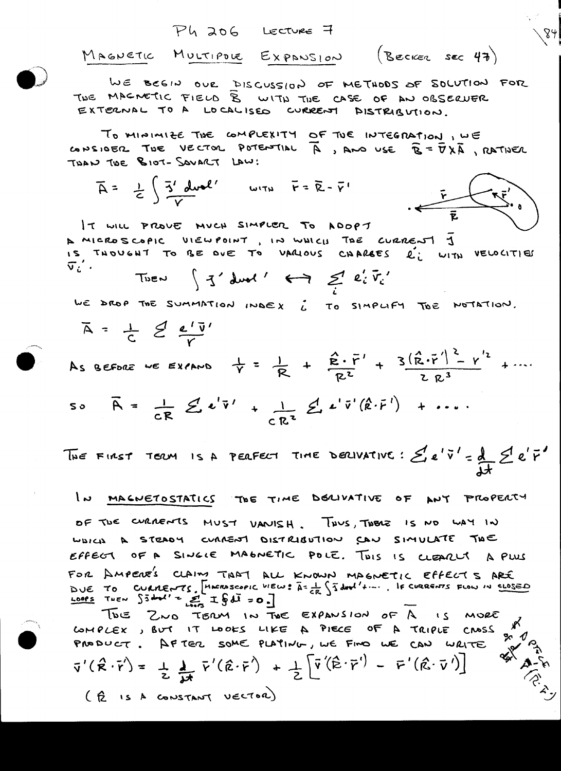# Ph 206 Lecture 7

## Magnetic Multipole Expansion (Becker Sec 47)

We begin our discussion of methods of solution for the magnetic field $\bar{B}$ with the case of an observer external to a localised current distribution.

To minimize the complexity of the integration, we consider the vector potential $\bar{A}$, and use $\bar{B} = \bar{\nabla} \times \bar{A}$, rather than the Biot-Savart law:

$$\bar{A} = \frac{1}{c} \int \frac{\bar{J}' \, dvol'}{r} \quad \text{with} \quad \bar{r} = \bar{R} - \bar{r}'$$

It will prove much simpler to adopt a microscopic viewpoint, in which the current $\bar{J}$ is thought to be due to various charges $e_i'$ with velocities $\bar{v}_i'$.

$$\text{Then} \quad \int \bar{J}' \, dvol' \longleftrightarrow \sum_i e_i' \bar{v}_i'$$

We drop the summation index $i$ to simplify the notation.

$$\bar{A} = \frac{1}{c} \sum \frac{e' \bar{v}'}{r}$$

As before we expand
$$\frac{1}{r} = \frac{1}{R} + \frac{\hat{R} \cdot \bar{r}'}{R^2} + \frac{3(\hat{R} \cdot \bar{r}')^2 - r'^2}{2R^3} + \cdots$$

$$\text{so} \quad \bar{A} = \frac{1}{cR} \sum e' \bar{v}' + \frac{1}{cR^2} \sum e' \bar{v}' (\hat{R} \cdot \bar{r}') + \cdots$$

The first term is a perfect time derivative: $\sum e' \bar{v}' = \frac{d}{dt} \sum e' \bar{r}'$

In magnetostatics the time derivative of any property of the currents must vanish. Thus, there is no way in which a steady current distribution can simulate the effect of a single magnetic pole. This is clearly a plus for Ampere's claim that all known magnetic effects are due to currents. [Macroscopic view: $\bar{A} = \frac{1}{cR} \int \bar{J} \, dvol' + \cdots$. If currents flow in closed loops then $\int \bar{J} \, dvol' = \sum_{\text{loops}} I \oint d\bar{l} = 0$.]

The 2nd term in the expansion of $\bar{A}$ is more complex, but it looks like a piece of a triple cross product. After some playing, we find we can write

$$\bar{v}'(\hat{R} \cdot \bar{r}') = \frac{1}{2} \frac{d}{dt} \bar{r}'(\hat{R} \cdot \bar{r}') + \frac{1}{2} \left[ \bar{v}'(\hat{R} \cdot \bar{r}') - \bar{r}'(\hat{R} \cdot \bar{v}') \right]$$

($\hat{R}$ is a constant vector)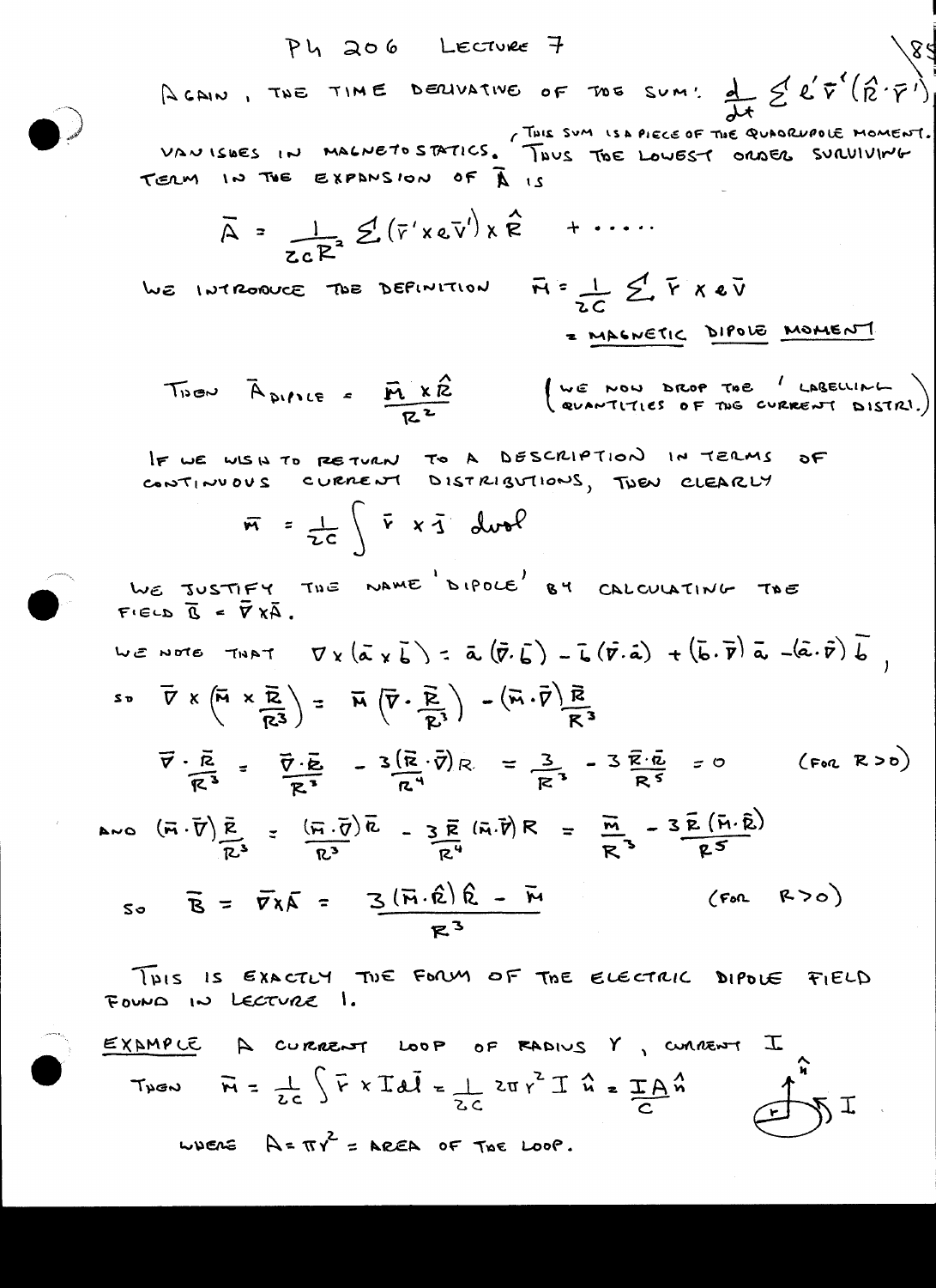AGAIN, THE TIME DERIVATIVE OF THE SUM: $\frac{d}{dt}\sum e'\bar{r}'(\hat{R}\cdot\bar{r}')$ VANISHES IN MAGNETOSTATICS. (THIS SUM IS A PIECE OF THE QUADRUPOLE MOMENT.) THUS THE LOWEST ORDER SURVIVING TERM IN THE EXPANSION OF $\bar{A}$ IS

$$\bar{A} = \frac{1}{2cR^2}\sum(\bar{r}'\times e\bar{v}')\times\hat{R} \quad + \cdots\cdots$$

WE INTRODUCE THE DEFINITION $\quad \bar{M} = \frac{1}{2c}\sum \bar{r}\times e\bar{v}$

= MAGNETIC DIPOLE MOMENT

THEN $\quad \bar{A}_{DIPOLE} = \frac{\bar{M}\times\hat{R}}{R^2} \quad$ (WE NOW DROP THE ' LABELLING QUANTITIES OF THE CURRENT DISTRI.)

IF WE WISH TO RETURN TO A DESCRIPTION IN TERMS OF CONTINUOUS CURRENT DISTRIBUTIONS, THEN CLEARLY

$$\bar{M} = \frac{1}{2c}\int \bar{r}\times\bar{j}\;dvol$$

WE JUSTIFY THE NAME 'DIPOLE' BY CALCULATING THE FIELD $\bar{B} = \bar{\nabla}\times\bar{A}$.

WE NOTE THAT $\nabla\times(\bar{a}\times\bar{b}) = \bar{a}(\bar{\nabla}\cdot\bar{b}) - \bar{b}(\bar{\nabla}\cdot\bar{a}) + (\bar{b}\cdot\bar{\nabla})\bar{a} - (\bar{a}\cdot\bar{\nabla})\bar{b}$,

SO $\quad \bar{\nabla}\times\left(\bar{M}\times\frac{\bar{R}}{R^3}\right) = \bar{M}\left(\bar{\nabla}\cdot\frac{\bar{R}}{R^3}\right) - (\bar{M}\cdot\bar{\nabla})\frac{\bar{R}}{R^3}$

$$\bar{\nabla}\cdot\frac{\bar{R}}{R^3} = \frac{\bar{\nabla}\cdot\bar{R}}{R^3} - \frac{3(\bar{R}\cdot\bar{\nabla})R}{R^4} = \frac{3}{R^3} - 3\frac{\bar{R}\cdot\bar{R}}{R^5} = 0 \qquad (\text{FOR } R>0)$$

AND $\quad (\bar{M}\cdot\bar{\nabla})\frac{\bar{R}}{R^3} = \frac{(\bar{M}\cdot\bar{\nabla})\bar{R}}{R^3} - \frac{3\bar{R}}{R^4}(\bar{M}\cdot\bar{\nabla})R = \frac{\bar{M}}{R^3} - \frac{3\bar{R}(\bar{M}\cdot\bar{R})}{R^5}$

SO $\quad \bar{B} = \bar{\nabla}\times\bar{A} = \frac{3(\bar{M}\cdot\hat{R})\hat{R} - \bar{M}}{R^3} \qquad (\text{FOR } R>0)$

THIS IS EXACTLY THE FORM OF THE ELECTRIC DIPOLE FIELD FOUND IN LECTURE 1.

EXAMPLE $\;$ A CURRENT LOOP OF RADIUS $r$, CURRENT $I$

THEN $\quad \bar{M} = \frac{1}{2c}\int \bar{r}\times I\,d\bar{l} = \frac{1}{2c}2\pi r^2 I\,\hat{n} = \frac{IA}{c}\hat{n}$

WHERE $A = \pi r^2$ = AREA OF THE LOOP.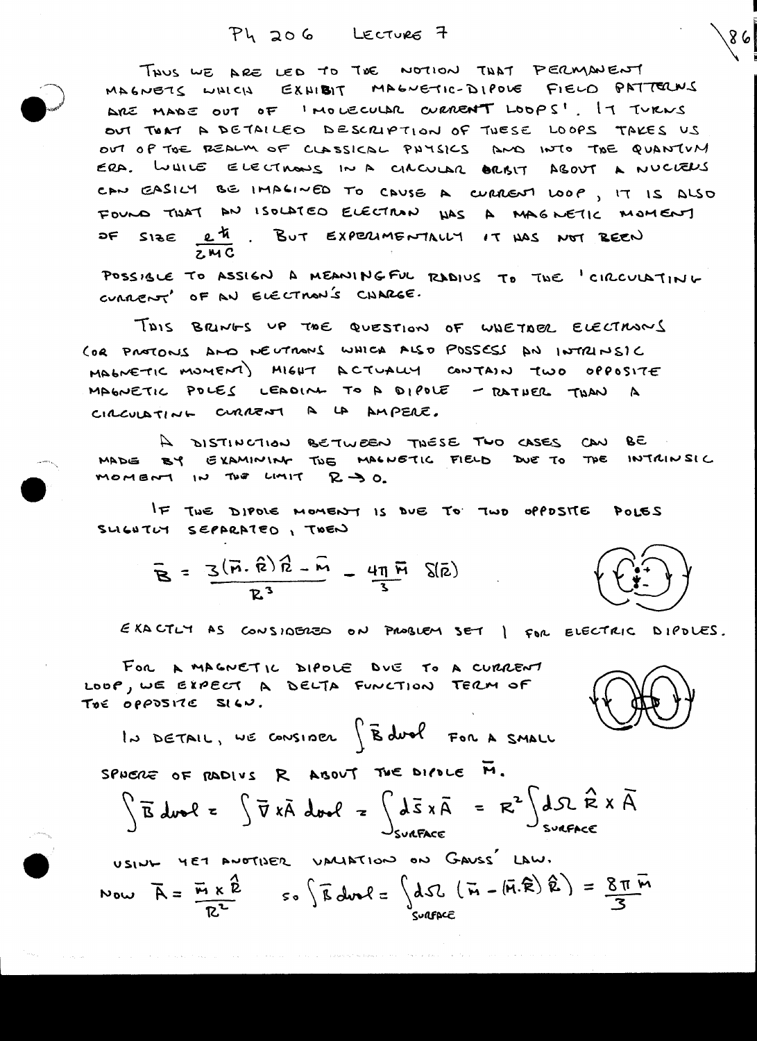THUS WE ARE LED TO THE NOTION THAT PERMANENT MAGNETS WHICH EXHIBIT MAGNETIC-DIPOLE FIELD PATTERNS ARE MADE OUT OF 'MOLECULAR CURRENT LOOPS'. IT TURNS OUT THAT A DETAILED DESCRIPTION OF THESE LOOPS TAKES US OUT OF THE REALM OF CLASSICAL PHYSICS AND INTO THE QUANTUM ERA. WHILE ELECTRONS IN A CIRCULAR ORBIT ABOUT A NUCLEUS CAN EASILY BE IMAGINED TO CAUSE A CURRENT LOOP, IT IS ALSO FOUND THAT AN ISOLATED ELECTRON HAS A MAGNETIC MOMENT OF SIZE $\frac{e\hbar}{2mc}$. BUT EXPERIMENTALLY IT HAS NOT BEEN POSSIBLE TO ASSIGN A MEANINGFUL RADIUS TO THE 'CIRCULATING CURRENT' OF AN ELECTRON'S CHARGE.

THIS BRINGS UP THE QUESTION OF WHETHER ELECTRONS (OR PROTONS AND NEUTRONS WHICH ALSO POSSESS AN INTRINSIC MAGNETIC MOMENT) MIGHT ACTUALLY CONTAIN TWO OPPOSITE MAGNETIC POLES LEADING TO A DIPOLE – RATHER THAN A CIRCULATING CURRENT A LA AMPERE.

A DISTINCTION BETWEEN THESE TWO CASES CAN BE MADE BY EXAMINING THE MAGNETIC FIELD DUE TO THE INTRINSIC MOMENT IN THE LIMIT $R \to 0$.

IF THE DIPOLE MOMENT IS DUE TO TWO OPPOSITE POLES SLIGHTLY SEPARATED, THEN

$$\bar{B} = \frac{3(\bar{m}\cdot\hat{R})\hat{R} - \bar{m}}{R^3} - \frac{4\pi\bar{m}}{3}\,\delta(\bar{R})$$

EXACTLY AS CONSIDERED ON PROBLEM SET 1 FOR ELECTRIC DIPOLES.

FOR A MAGNETIC DIPOLE DUE TO A CURRENT LOOP, WE EXPECT A DELTA FUNCTION TERM OF THE OPPOSITE SIGN.

IN DETAIL, WE CONSIDER $\int \bar{B}\, dvol$ FOR A SMALL SPHERE OF RADIUS $R$ ABOUT THE DIPOLE $\bar{m}$.

$$\int \bar{B}\, dvol = \int \bar{\nabla}\times\bar{A}\, dvol = \int_{SURFACE} d\bar{S}\times\bar{A} = R^2\int_{SURFACE} d\Omega\, \hat{R}\times\bar{A}$$

USING YET ANOTHER VARIATION ON GAUSS' LAW.

NOW $\bar{A} = \frac{\bar{m}\times\hat{R}}{R^2}$ SO $\int \bar{B}\, dvol = \int_{SURFACE} d\Omega\, \left(\bar{m} - (\bar{m}\cdot\hat{R})\hat{R}\right) = \frac{8\pi\bar{m}}{3}$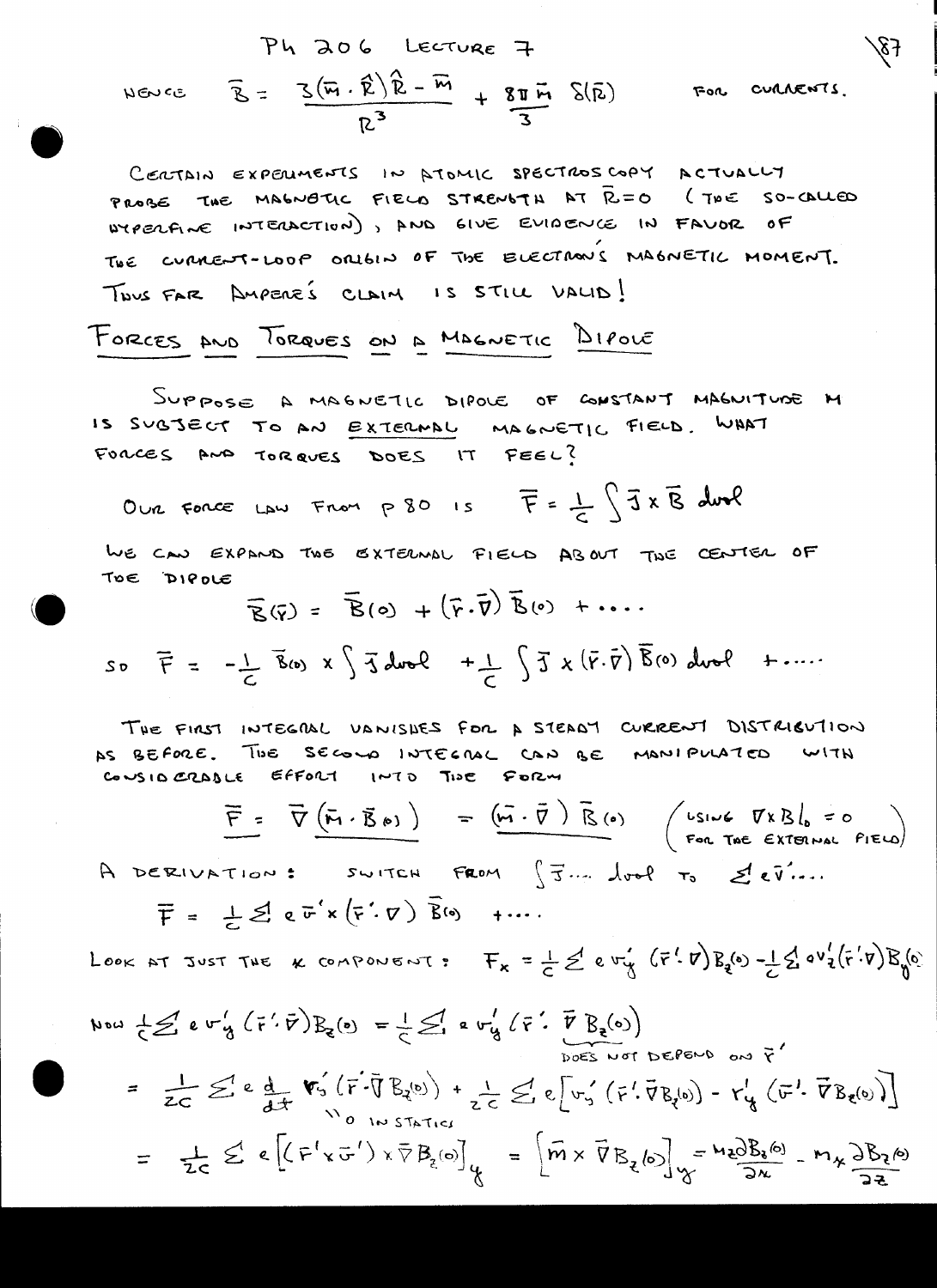Hence $\vec{B} = \dfrac{3(\vec{m}\cdot\hat{R})\hat{R} - \vec{m}}{R^3} + \dfrac{8\pi\vec{m}}{3}\,\delta(\vec{R})$ for currents.

Certain experiments in atomic spectroscopy actually probe the magnetic field strength at $\vec{R}=0$ (the so-called hyperfine interaction), and give evidence in favor of the current-loop origin of the electron's magnetic moment. Thus far Ampère's claim is still valid!

## Forces and Torques on a Magnetic Dipole

Suppose a magnetic dipole of constant magnitude $M$ is subject to an external magnetic field. What forces and torques does it feel?

Our force law from p 80 is $\vec{F} = \frac{1}{c}\int \vec{J}\times\vec{B}\,d\mathrm{vol}$

We can expand the external field about the center of the dipole

$$\vec{B}(\vec{r}) = \vec{B}(0) + (\vec{r}\cdot\vec{\nabla})\vec{B}(0) + \ldots$$

so $\vec{F} = -\frac{1}{c}\vec{B}(0)\times\int\vec{J}\,d\mathrm{vol} + \frac{1}{c}\int\vec{J}\times(\vec{r}\cdot\vec{\nabla})\vec{B}(0)\,d\mathrm{vol} + \ldots$

The first integral vanishes for a steady current distribution as before. The second integral can be manipulated with considerable effort into the form

$$\underline{\vec{F} = \vec{\nabla}(\vec{m}\cdot\vec{B}(0))} = (\vec{m}\cdot\vec{\nabla})\vec{B}(0) \quad \left(\text{using } \nabla\times B\big|_0 = 0 \text{ for the external field}\right)$$

A derivation: switch from $\int\vec{J}\ldots d\mathrm{vol}$ to $\sum e\vec{v}'\ldots$

$$\vec{F} = \frac{1}{c}\sum e\vec{v}'\times(\vec{r}'\cdot\nabla)\vec{B}(0) + \ldots$$

Look at just the $x$ component: $F_x = \frac{1}{c}\sum e v_y'(\vec{r}'\cdot\nabla)B_z(0) - \frac{1}{c}\sum e v_z'(\vec{r}'\cdot\nabla)B_y(0)$

Now $\frac{1}{c}\sum e v_y'(\vec{r}'\cdot\vec{\nabla})B_z(0) = \frac{1}{c}\sum e v_y'(\vec{r}'\cdot\underbrace{\vec{\nabla}B_z(0)}_{\text{does not depend on }\vec{r}'})$

$$= \frac{1}{2c}\sum e\underbrace{\frac{d}{dt}\,r_y'(\vec{r}'\cdot\vec{\nabla}B_z(0))}_{0 \text{ in statics}} + \frac{1}{2c}\sum e\left[v_y'(\vec{r}'\cdot\vec{\nabla}B_z(0)) - r_y'(\vec{v}'\cdot\vec{\nabla}B_z(0))\right]$$

$$= \frac{1}{2c}\sum e\left[(\vec{r}'\times\vec{v}')\times\vec{\nabla}B_z(0)\right]_y = \left[\vec{m}\times\vec{\nabla}B_z(0)\right]_y = m_z\frac{\partial B_z(0)}{\partial x} - m_x\frac{\partial B_z(0)}{\partial z}$$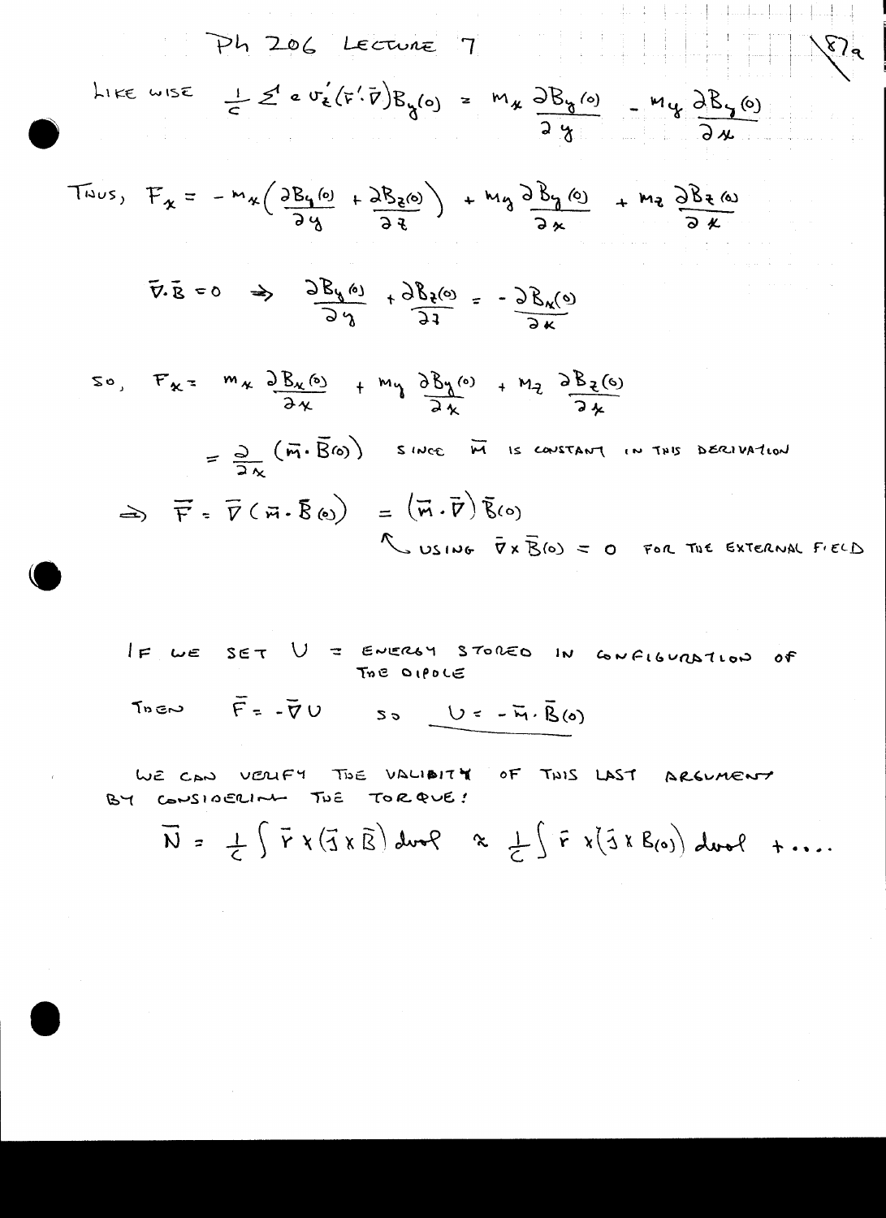LIKE WISE $\frac{1}{c}\sum' e\, v_z'(\vec{r}'\cdot\vec{\nabla})B_y(0) = m_x \frac{\partial B_y(0)}{\partial y} - m_y \frac{\partial B_y(0)}{\partial x}$

THUS, $F_x = -m_x\left(\frac{\partial B_y(0)}{\partial y} + \frac{\partial B_z(0)}{\partial z}\right) + m_y \frac{\partial B_y(0)}{\partial x} + m_z \frac{\partial B_z(0)}{\partial x}$

$$\vec{\nabla}\cdot\vec{B} = 0 \Rightarrow \frac{\partial B_y(0)}{\partial y} + \frac{\partial B_z(0)}{\partial z} = -\frac{\partial B_x(0)}{\partial x}$$

SO, $F_x = m_x \frac{\partial B_x(0)}{\partial x} + m_y \frac{\partial B_y(0)}{\partial x} + m_z \frac{\partial B_z(0)}{\partial x}$

$= \frac{\partial}{\partial x}\left(\vec{m}\cdot\vec{B}(0)\right)$ SINCE $\vec{m}$ IS CONSTANT IN THIS DERIVATION

$\Rightarrow \vec{F} = \vec{\nabla}\left(\vec{m}\cdot\vec{B}(0)\right) = \left(\vec{m}\cdot\vec{\nabla}\right)\vec{B}(0)$

↖ USING $\vec{\nabla}\times\vec{B}(0) = 0$ FOR THE EXTERNAL FIELD

IF WE SET $U$ = ENERGY STORED IN CONFIGURATION OF THE DIPOLE

THEN $\vec{F} = -\vec{\nabla}U$ SO $\underline{U = -\vec{m}\cdot\vec{B}(0)}$

WE CAN VERIFY THE VALIDITY OF THIS LAST ARGUMENT BY CONSIDERING THE TORQUE:

$$\vec{N} = \frac{1}{c}\int \vec{r}\times(\vec{J}\times\vec{B})\,dvol \approx \frac{1}{c}\int \vec{r}\times(\vec{J}\times B(0))\,dvol + \ldots$$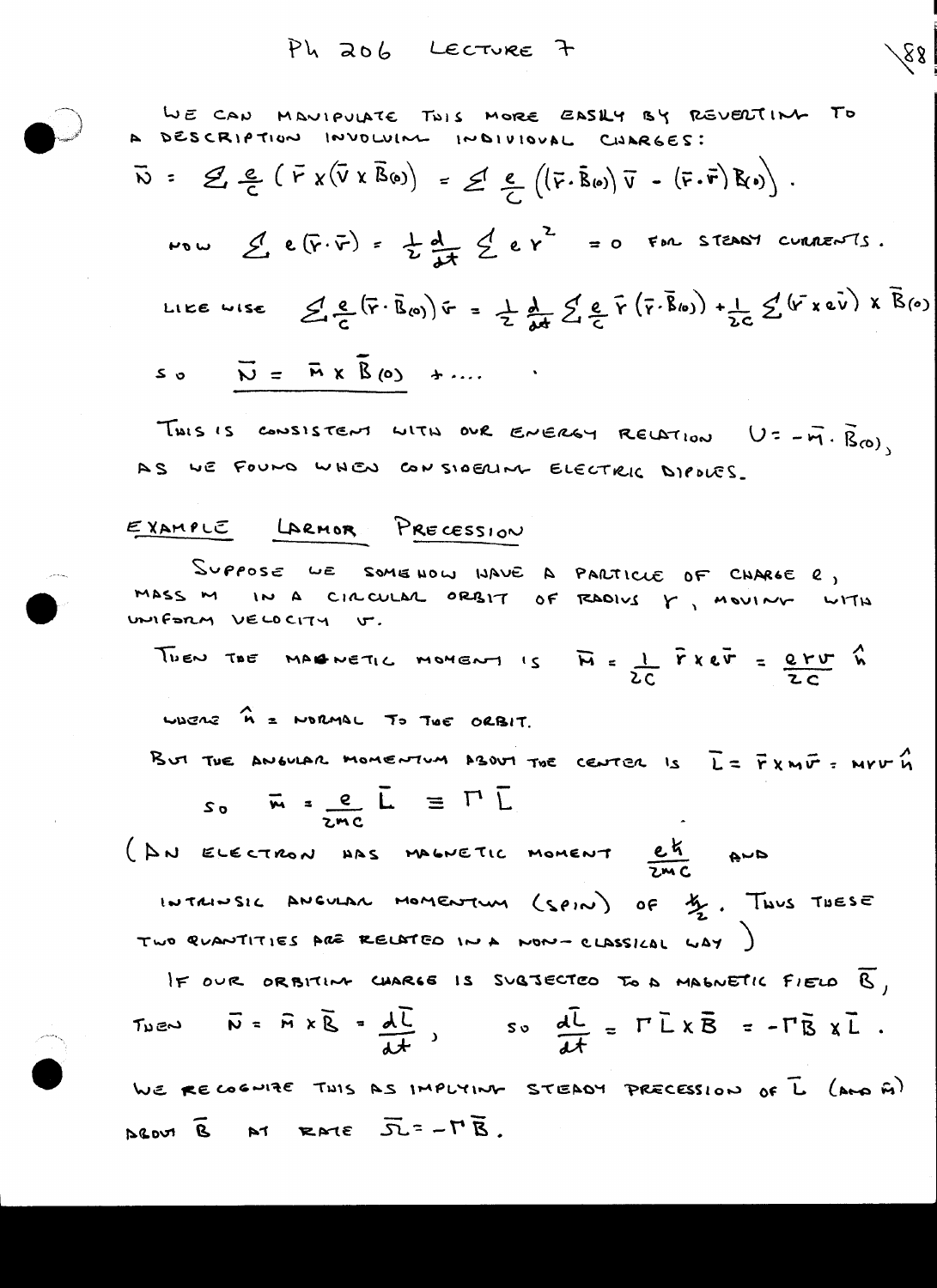WE CAN MANIPULATE THIS MORE EASILY BY REVERTING TO A DESCRIPTION INVOLVING INDIVIDUAL CHARGES:

$$\bar{N} = \sum \frac{e}{c}\left(\bar{r}\times(\bar{v}\times\bar{B}(0))\right) = \sum \frac{e}{c}\left((\bar{r}\cdot\bar{B}(0))\,\bar{v} - (\bar{r}\cdot\bar{v})\,\bar{B}(0)\right).$$

NOW $\sum e(\bar{r}\cdot\bar{v}) = \frac{1}{2}\frac{d}{dt}\sum e r^2 = 0$ FOR STEADY CURRENTS.

LIKEWISE $\sum \frac{e}{c}(\bar{r}\cdot\bar{B}(0))\,\bar{v} = \frac{1}{2}\frac{d}{dt}\sum \frac{e}{c}\,\bar{r}\,(\bar{r}\cdot\bar{B}(0)) + \frac{1}{2c}\sum(\bar{r}\times e\bar{v})\times\bar{B}(0)$

SO $\underline{\bar{N} = \bar{m}\times\bar{B}(0) + \ldots}$

THIS IS CONSISTENT WITH OUR ENERGY RELATION $U = -\bar{m}\cdot\bar{B}(0)$, AS WE FOUND WHEN CONSIDERING ELECTRIC DIPOLES.

## EXAMPLE LARMOR PRECESSION

SUPPOSE WE SOMEHOW HAVE A PARTICLE OF CHARGE $e$, MASS $m$ IN A CIRCULAR ORBIT OF RADIUS $r$, MOVING WITH UNIFORM VELOCITY $v$.

THEN THE MAGNETIC MOMENT IS $\bar{m} = \frac{1}{2c}\,\bar{r}\times e\bar{v} = \frac{erv}{2c}\,\hat{n}$

WHERE $\hat{n}$ = NORMAL TO THE ORBIT.

BUT THE ANGULAR MOMENTUM ABOUT THE CENTER IS $\bar{L} = \bar{r}\times m\bar{v} = mrv\,\hat{n}$

SO $\bar{m} = \frac{e}{2mc}\,\bar{L} \equiv \Gamma\,\bar{L}$

(AN ELECTRON HAS MAGNETIC MOMENT $\frac{e\hbar}{2mc}$ AND INTRINSIC ANGULAR MOMENTUM (SPIN) OF $\frac{\hbar}{2}$. THUS THESE TWO QUANTITIES ARE RELATED IN A NON-CLASSICAL WAY )

IF OUR ORBITING CHARGE IS SUBJECTED TO A MAGNETIC FIELD $\bar{B}$,

THEN $\bar{N} = \bar{m}\times\bar{B} = \frac{d\bar{L}}{dt}$, SO $\frac{d\bar{L}}{dt} = \Gamma\bar{L}\times\bar{B} = -\Gamma\bar{B}\times\bar{L}$.

WE RECOGNIZE THIS AS IMPLYING STEADY PRECESSION OF $\bar{L}$ (AND $\bar{m}$) ABOUT $\bar{B}$ AT RATE $\bar{\Omega} = -\Gamma\bar{B}$.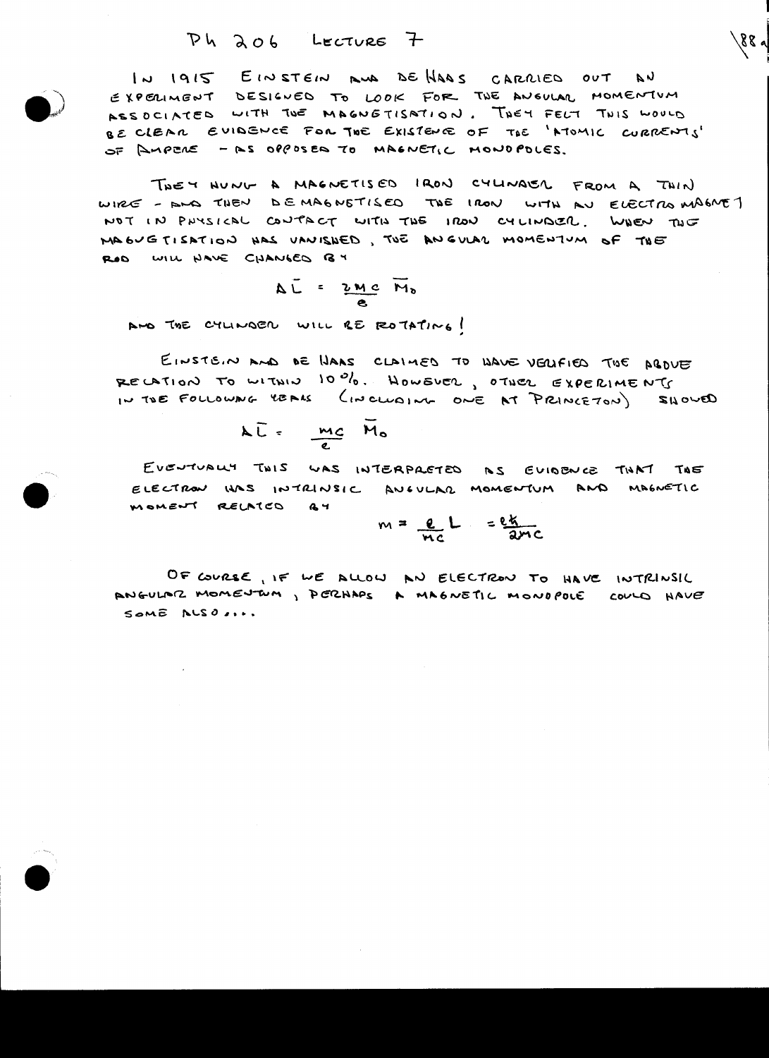# Ph 206 Lecture 7

IN 1915 EINSTEIN AND DE HAAS CARRIED OUT AN EXPERIMENT DESIGNED TO LOOK FOR THE ANGULAR MOMENTUM ASSOCIATED WITH THE MAGNETISATION. THEY FELT THIS WOULD BE CLEAR EVIDENCE FOR THE EXISTENCE OF THE 'ATOMIC CURRENTS' OF AMPERE - AS OPPOSED TO MAGNETIC MONOPOLES.

THEY HUNG A MAGNETISED IRON CYLINDER FROM A THIN WIRE - AND THEN DEMAGNETISED THE IRON WITH AN ELECTROMAGNET NOT IN PHYSICAL CONTACT WITH THE IRON CYLINDER. WHEN THE MAGNETISATION HAS VANISHED, THE ANGULAR MOMENTUM OF THE ROD WILL HAVE CHANGED BY

$$\Delta \bar{L} = \frac{2Mc}{e} \bar{M}_0$$

AND THE CYLINDER WILL BE ROTATING!

EINSTEIN AND DE HAAS CLAIMED TO HAVE VERIFIED THE ABOVE RELATION TO WITHIN 10%. HOWEVER, OTHER EXPERIMENTS IN THE FOLLOWING YEARS (INCLUDING ONE AT PRINCETON) SHOWED

$$\Delta \bar{L} = \frac{Mc}{e} \bar{M}_0$$

EVENTUALLY THIS WAS INTERPRETED AS EVIDENCE THAT THE ELECTRON HAS INTRINSIC ANGULAR MOMENTUM AND MAGNETIC MOMENT RELATED BY

$$m = \frac{e}{mc} L = \frac{e\hbar}{2mc}$$

OF COURSE, IF WE ALLOW AN ELECTRON TO HAVE INTRINSIC ANGULAR MOMENTUM, PERHAPS A MAGNETIC MONOPOLE COULD HAVE SOME ALSO....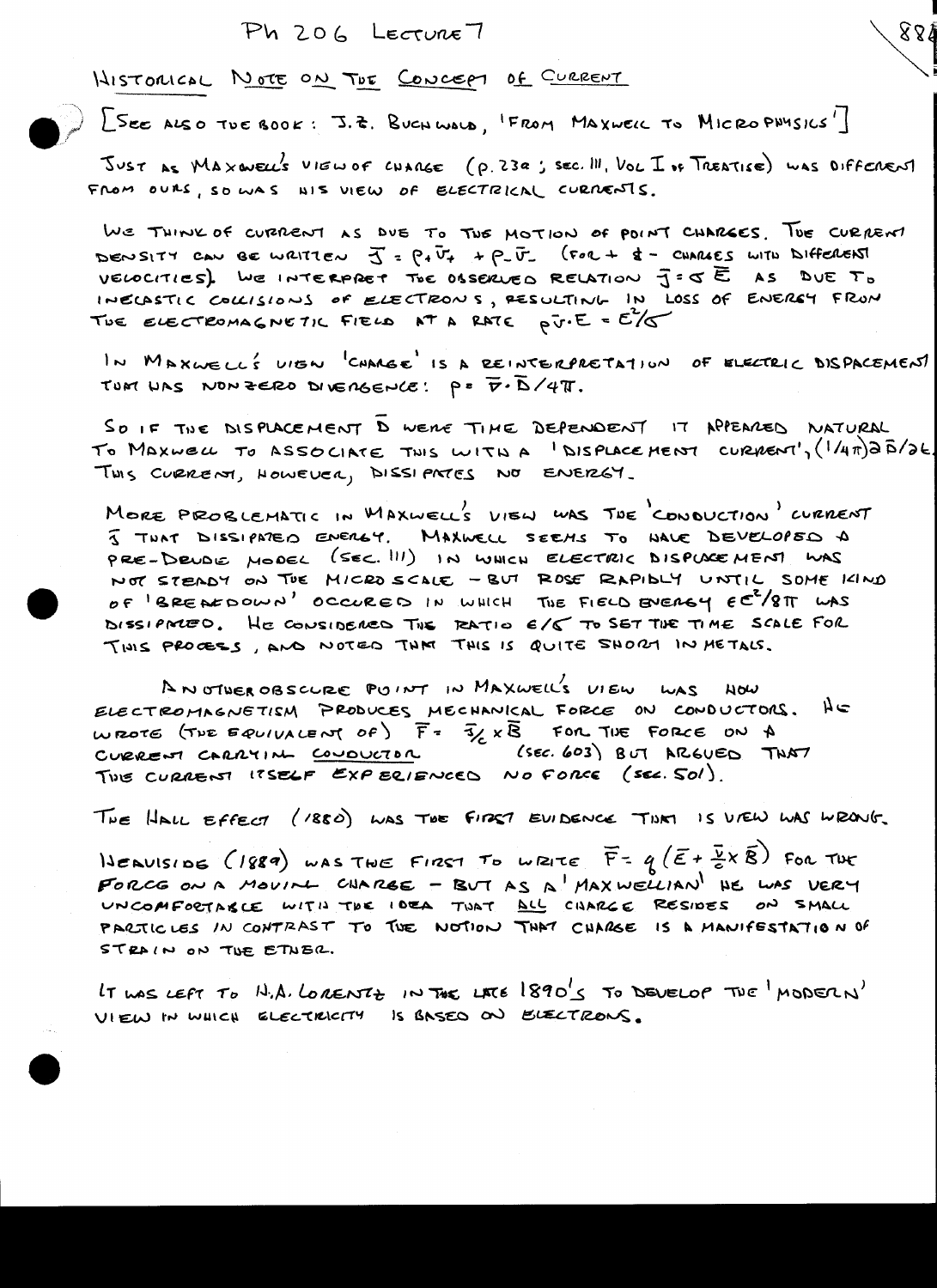# Ph 206 Lecture 7

## Historical Note on the Concept of Current

[See also the book: J.Z. Buchwald, 'From Maxwell to Microphysics']

Just as Maxwell's view of charge (p. 23a; sec. III, Vol I of Treatise) was different from ours, so was his view of electrical currents.

We think of current as due to the motion of point charges. The current density can be written $\vec{J} = \rho_+ \vec{v}_+ + \rho_- \vec{v}_-$ (for + & − charges with different velocities). We interpret the observed relation $\vec{J} = \sigma \vec{E}$ as due to inelastic collisions of electrons, resulting in loss of energy from the electromagnetic field at a rate $\rho \vec{v} \cdot E = E^2/\sigma$

In Maxwell's view 'charge' is a reinterpretation of electric displacement that has nonzero divergence: $\rho = \vec{\nabla} \cdot \vec{D}/4\pi$.

So if the displacement $\vec{D}$ were time dependent it appeared natural to Maxwell to associate this with a 'displacement current', $(1/4\pi)\partial \vec{D}/\partial t$. This current, however, dissipates no energy.

More problematic in Maxwell's view was the 'conduction' current $\vec{J}$ that dissipated energy. Maxwell seems to have developed a pre-Drude model (sec. 111) in which electric displacement was not steady on the microscale – but rose rapidly until some kind of 'breakdown' occured in which the field energy $\epsilon E^2/8\pi$ was dissipated. He considered the ratio $\epsilon/\sigma$ to set the time scale for this process, and noted that this is quite short in metals.

Another obscure point in Maxwell's view was how electromagnetism produces mechanical force on conductors. He wrote (the equivalent of) $\vec{F} = \vec{J}/c \times \vec{B}$ for the force on a current carrying conductor (sec. 603) but argued that the current itself experienced no force (sec. 501).

The Hall effect (1880) was the first evidence that is view was wrong.

Heaviside (1889) was the first to write $\vec{F} = q\left(\vec{E} + \frac{\vec{v}}{c} \times \vec{B}\right)$ for the force on a moving charge – but as a 'Maxwellian' he was very uncomfortable with the idea that all charge resides on small particles in contrast to the notion that charge is a manifestation of strain on the ether.

It was left to H.A. Lorentz in the late 1890's to develop the 'modern' view in which electricity is based on electrons.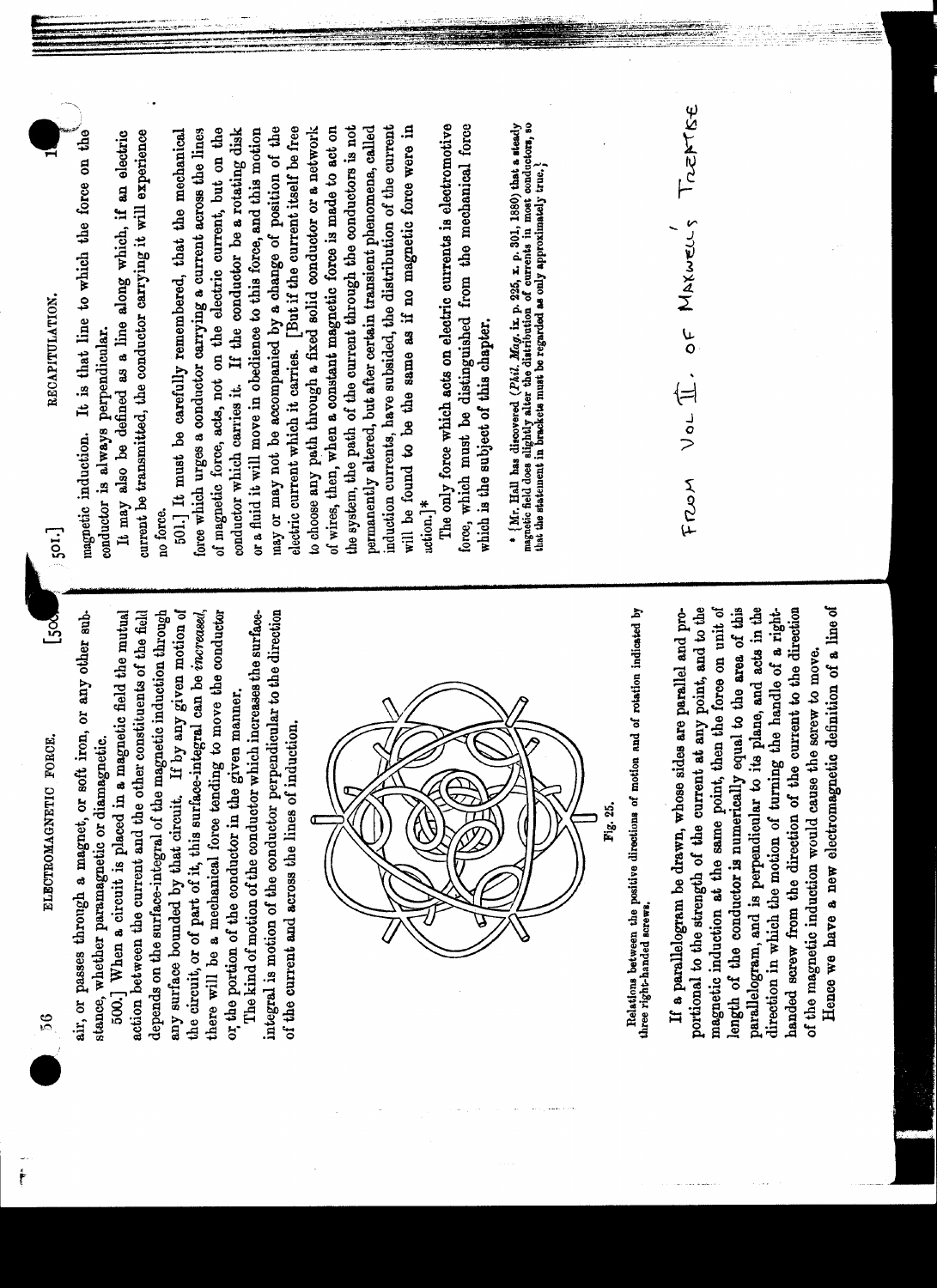air, or passes through a magnet, or soft iron, or any other substance, whether paramagnetic or diamagnetic.

500.] When a circuit is placed in a magnetic field the mutual action between the current and the other constituents of the field depends on the surface-integral of the magnetic induction through any surface bounded by that circuit. If by any given motion of the circuit, or of part of it, this surface-integral can be *increased*, there will be a mechanical force tending to move the conductor or the portion of the conductor in the given manner.

The kind of motion of the conductor which increases the surface-integral is motion of the conductor perpendicular to the direction of the current and across the lines of induction.

Fig. 25.

Relations between the positive directions of motion and of rotation indicated by three right-handed screws.

If a parallelogram be drawn, whose sides are parallel and proportional to the strength of the current at any point, and to the magnetic induction at the same point, then the force on unit of length of the conductor is numerically equal to the area of this parallelogram, and is perpendicular to its plane, and acts in the direction in which the motion of turning the handle of a right-handed screw from the direction of the current to the direction of the magnetic induction would cause the screw to move.

Hence we have a new electromagnetic definition of a line of magnetic induction. It is that line to which the force on the conductor is always perpendicular.

It may also be defined as a line along which, if an electric current be transmitted, the conductor carrying it will experience no force.

501.] It must be carefully remembered, that the mechanical force which urges a conductor carrying a current across the lines of magnetic force, acts, not on the electric current, but on the conductor which carries it. If the conductor be a rotating disk or a fluid it will move in obedience to this force, and this motion may or may not be accompanied by a change of position of the electric current which it carries. [But if the current itself be free to choose any path through a fixed solid conductor or a network of wires, then, when a constant magnetic force is made to act on the system, the path of the current through the conductors is not permanently altered, but after certain transient phenomena, called induction currents, have subsided, the distribution of the current will be found to be the same as if no magnetic force were in action.]*

The only force which acts on electric currents is electromotive force, which must be distinguished from the mechanical force which is the subject of this chapter.

* {Mr. Hall has discovered (*Phil. Mag.* ix. p. 225, x. p. 301, 1880) that a steady magnetic field does slightly alter the distribution of currents in most conductors, so that the statement in brackets must be regarded as only approximately true.}

FROM VOL II. OF MAXWELL'S TREATISE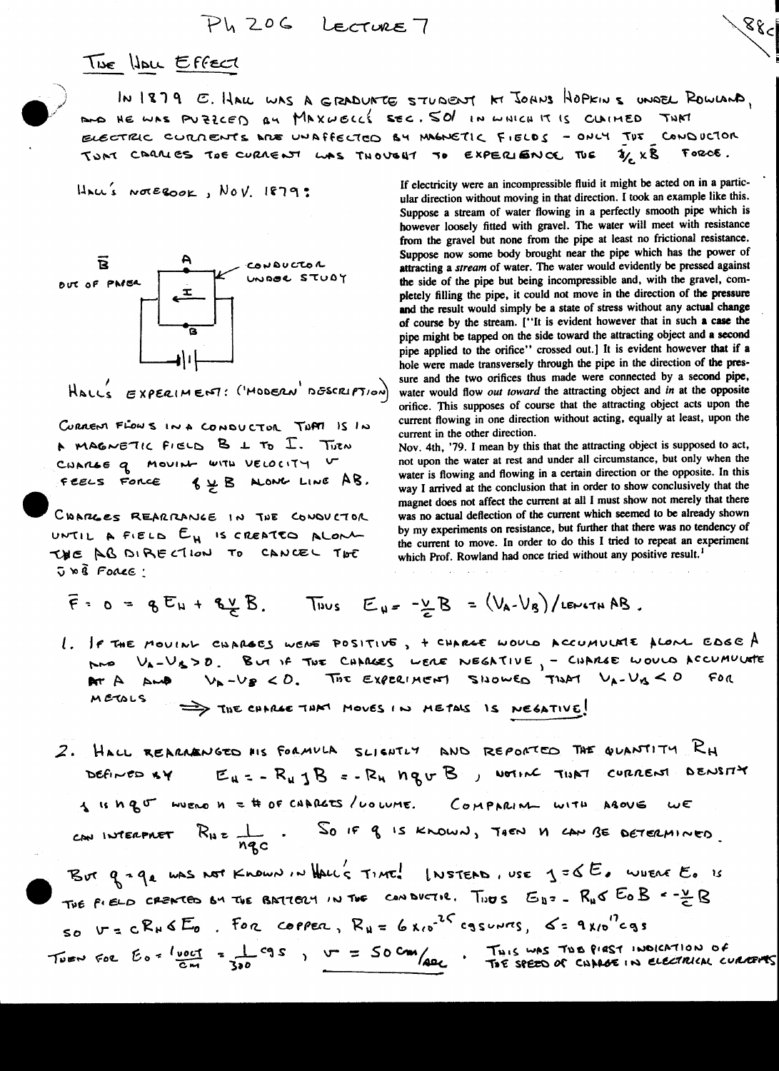# Ph 206 Lecture 7

## The Hall Effect

In 1879 E. Hall was a graduate student at Johns Hopkins under Rowland, and he was puzzled by Maxwell's sec. 501 in which it is claimed that electric currents are unaffected by magnetic fields – only the conductor that carries the current was thought to experience the $\frac{\vec{J}}{c} \times \vec{B}$ force.

Hall's notebook, Nov. 1879:

If electricity were an incompressible fluid it might be acted on in a particular direction without moving in that direction. I took an example like this. Suppose a stream of water flowing in a perfectly smooth pipe which is however loosely fitted with gravel. The water will meet with resistance from the gravel but none from the pipe at least no frictional resistance. Suppose now some body brought near the pipe which has the power of attracting a *stream* of water. The water would evidently be pressed against the side of the pipe but being incompressible and, with the gravel, completely filling the pipe, it could not move in the direction of the pressure and the result would simply be a state of stress without any actual change of course by the stream. ["It is evident however that in such a case the pipe might be tapped on the side toward the attracting object and a second pipe applied to the orifice" crossed out.] It is evident however that if a hole were made transversely through the pipe in the direction of the pressure and the two orifices thus made were connected by a second pipe, water would flow *out toward* the attracting object and *in* at the opposite orifice. This supposes of course that the attracting object acts upon the current flowing in one direction without acting, equally at least, upon the current in the other direction.

Nov. 4th, '79. I mean by this that the attracting object is supposed to act, not upon the water at rest and under all circumstance, but only when the water is flowing and flowing in a certain direction or the opposite. In this way I arrived at the conclusion that in order to show conclusively that the magnet does not affect the current at all I must show not merely that there was no actual deflection of the current which seemed to be already shown by my experiments on resistance, but further that there was no tendency of the current to move. In order to do this I tried to repeat an experiment which Prof. Rowland had once tried without any positive result.[1]

$\vec{B}$ out of paper; A; B; I; conductor under study

Hall's experiment: ('modern' description)

Current flows in a conductor that is in a magnetic field $B \perp$ to $I$. Then charge $q$ moving with velocity $v$ feels force $q\frac{\vec{v}}{c}B$ along line AB.

Charges rearrange in the conductor until a field $E_H$ is created along the AB direction to cancel the $\vec{v}\times\vec{B}$ force:

$$\vec{F} = 0 = qE_H + q\frac{v}{c}B. \quad \text{Thus } E_H = -\frac{v}{c}B = (V_A - V_B)/\text{length AB}.$$

1. If the moving charges were positive, + charge would accumulate along edge A and $V_A - V_B > 0$. But if the charges were negative, − charge would accumulate at A and $V_A - V_B < 0$. The experiment showed that $V_A - V_B < 0$ for metals

   $\Rightarrow$ The charge that moves in metals is <u>negative</u>!

2. Hall rearranged his formula slightly and reported the quantity $R_H$ defined by $E_H = -R_H J B = -R_H nqv B$, noting that current density $J$ is $nqv$ where $n$ = # of charges/volume. Comparing with above we can interpret $R_H = \frac{1}{nqc}$. So if $q$ is known, then $n$ can be determined.

But $q = q_e$ was not known in Hall's time! Instead, use $J = \sigma E_0$ where $E_0$ is the field created by the battery in the conductor. Thus $E_H = -R_H \sigma E_0 B = -\frac{v}{c}B$

so $v = cR_H\sigma E_0$. For copper, $R_H = 6\times10^{-25}$ cgs units, $\sigma = 9\times10^{17}$ cgs

Then for $E_0 = \frac{1\text{ volt}}{\text{cm}} = \frac{1}{300}$ cgs, <u>$v = 50$ cm/sec</u>. This was the first indication of the speed of charge in electrical currents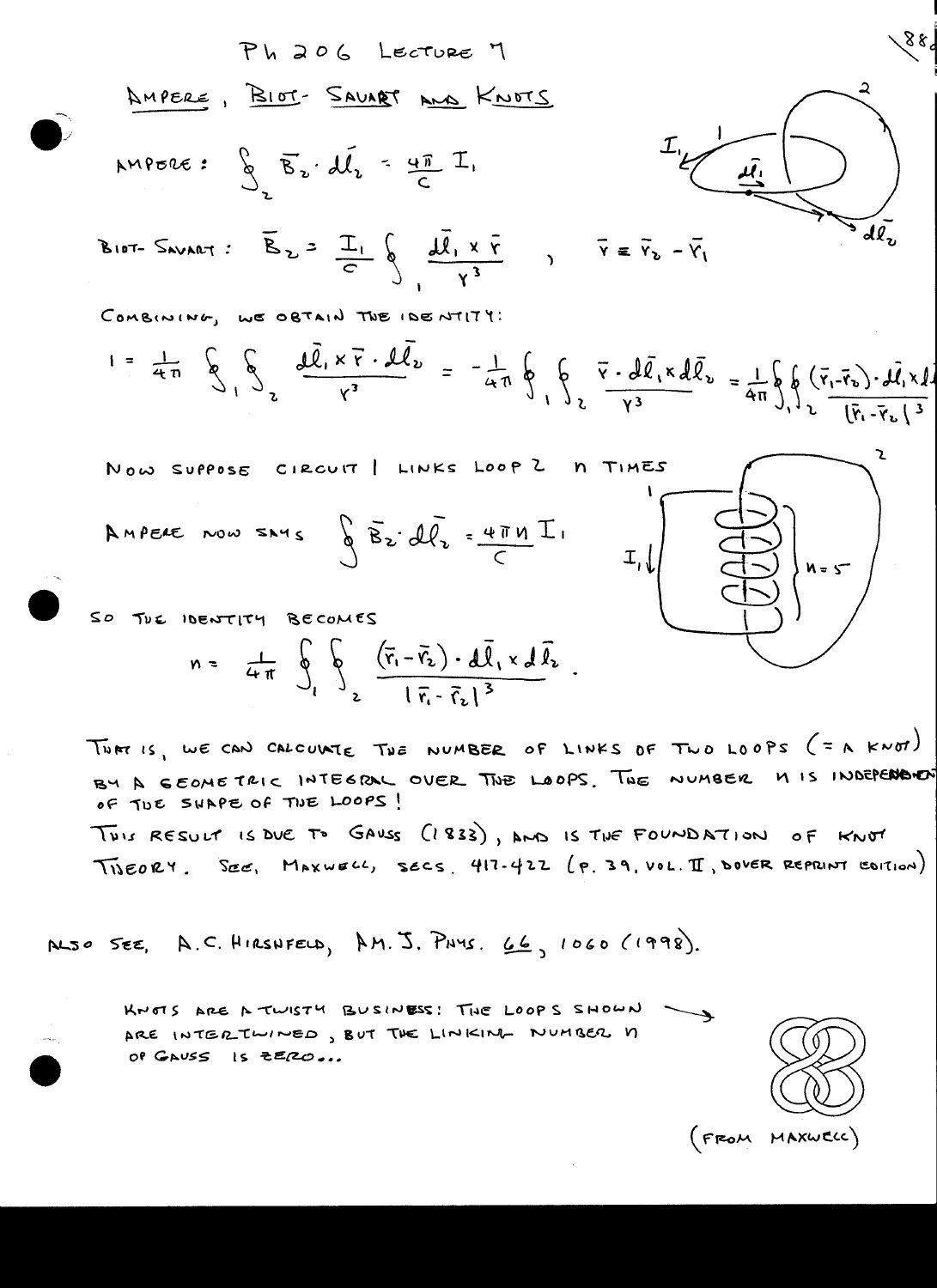# Ph 206 Lecture 7

## Ampere, Biot-Savart and Knots

AMPERE: $\oint_2 \bar{B}_2 \cdot d\bar{l}_2 = \frac{4\pi}{c} I_1$

BIOT-SAVART: $\bar{B}_2 = \frac{I_1}{c} \oint_1 \frac{d\bar{l}_1 \times \bar{r}}{r^3}$ , $\bar{r} \equiv \bar{r}_2 - \bar{r}_1$

COMBINING, WE OBTAIN THE IDENTITY:

$$1 = \frac{1}{4\pi} \oint_1 \oint_2 \frac{d\bar{l}_1 \times \bar{r} \cdot d\bar{l}_2}{r^3} = -\frac{1}{4\pi} \oint_1 \oint_2 \frac{\bar{r} \cdot d\bar{l}_1 \times d\bar{l}_2}{r^3} = \frac{1}{4\pi} \oint_1 \oint_2 \frac{(\bar{r}_1 - \bar{r}_2) \cdot d\bar{l}_1 \times d\bar{l}_2}{|\bar{r}_1 - \bar{r}_2|^3}$$

NOW SUPPOSE CIRCUIT 1 LINKS LOOP 2 $n$ TIMES

AMPERE NOW SAYS $\oint \bar{B}_2 \cdot d\bar{l}_2 = \frac{4\pi n}{c} I_1$

SO THE IDENTITY BECOMES

$$n = \frac{1}{4\pi} \oint_1 \oint_2 \frac{(\bar{r}_1 - \bar{r}_2) \cdot d\bar{l}_1 \times d\bar{l}_2}{|\bar{r}_1 - \bar{r}_2|^3} .$$

THAT IS, WE CAN CALCULATE THE NUMBER OF LINKS OF TWO LOOPS (= A KNOT) BY A GEOMETRIC INTEGRAL OVER THE LOOPS. THE NUMBER $n$ IS INDEPENDENT OF THE SHAPE OF THE LOOPS!

THIS RESULT IS DUE TO GAUSS (1833), AND IS THE FOUNDATION OF KNOT THEORY. SEE, MAXWELL, SECS. 417-422 (P. 39, VOL. II, DOVER REPRINT EDITION)

ALSO SEE, A.C. HIRSHFELD, AM. J. PHYS. 66, 1060 (1998).

KNOTS ARE A TWISTY BUSINESS: THE LOOPS SHOWN → ARE INTERTWINED, BUT THE LINKING NUMBER $n$ OF GAUSS IS ZERO...

(FROM MAXWELL)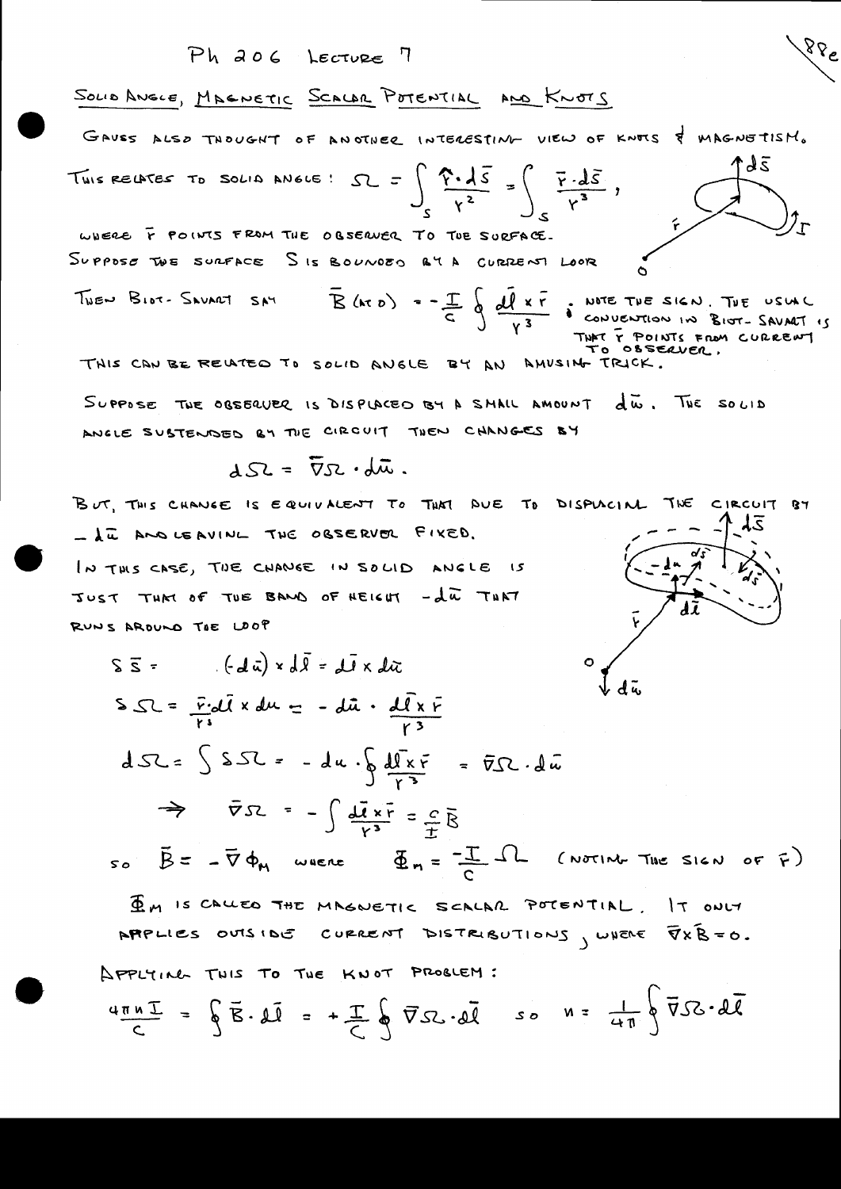# Ph 206 Lecture 7

## Solid Angle, Magnetic Scalar Potential and Knots

Gauss also thought of another interesting view of knots & magnetism.

This relates to solid angle: $\Omega = \int_S \frac{\hat{r}\cdot d\bar{S}}{r^2} = \int_S \frac{\bar{r}\cdot d\bar{S}}{r^3}$,

where $\bar{r}$ points from the observer to the surface.

Suppose the surface $S$ is bounded by a current loop

Then Biot-Savart say $\bar{B}(\text{at } O) = -\frac{I}{c}\oint \frac{d\bar{l}\times\bar{r}}{r^3}$. Note the sign. The usual convention in Biot-Savart is that $\bar{r}$ points from current to observer.

This can be related to solid angle by an amusing trick.

Suppose the observer is displaced by a small amount $d\bar{u}$. The solid angle subtended by the circuit then changes by

$$d\Omega = \bar{\nabla}\Omega\cdot d\bar{u}.$$

But, this change is equivalent to that due to displacing the circuit by $-d\bar{u}$ and leaving the observer fixed.

In this case, the change in solid angle is just that of the band of height $-d\bar{u}$ that runs around the loop

$$\delta\bar{S} = (-d\bar{u})\times d\bar{l} = d\bar{l}\times d\bar{u}$$

$$\delta\Omega = \frac{\bar{r}\cdot d\bar{l}\times d\bar{u}}{r^3} = -d\bar{u}\cdot\frac{d\bar{l}\times\bar{r}}{r^3}$$

$$d\Omega = \int\delta\Omega = -d\bar{u}\cdot\oint\frac{d\bar{l}\times\bar{r}}{r^3} = \bar{\nabla}\Omega\cdot d\bar{u}$$

$$\Rightarrow \quad \bar{\nabla}\Omega = -\int\frac{d\bar{l}\times\bar{r}}{r^3} = \frac{c}{I}\bar{B}$$

so $\bar{B} = -\bar{\nabla}\Phi_M$ where $\Phi_M = \frac{-I}{c}\Omega$ (noting the sign of $\bar{r}$)

$\Phi_M$ is called the magnetic scalar potential. It only applies outside current distributions, where $\bar{\nabla}\times\bar{B} = 0$.

Applying this to the knot problem:

$$\frac{4\pi n I}{c} = \oint\bar{B}\cdot d\bar{l} = +\frac{I}{c}\oint\bar{\nabla}\Omega\cdot d\bar{l} \quad \text{so} \quad n = \frac{1}{4\pi}\oint\bar{\nabla}\Omega\cdot d\bar{l}$$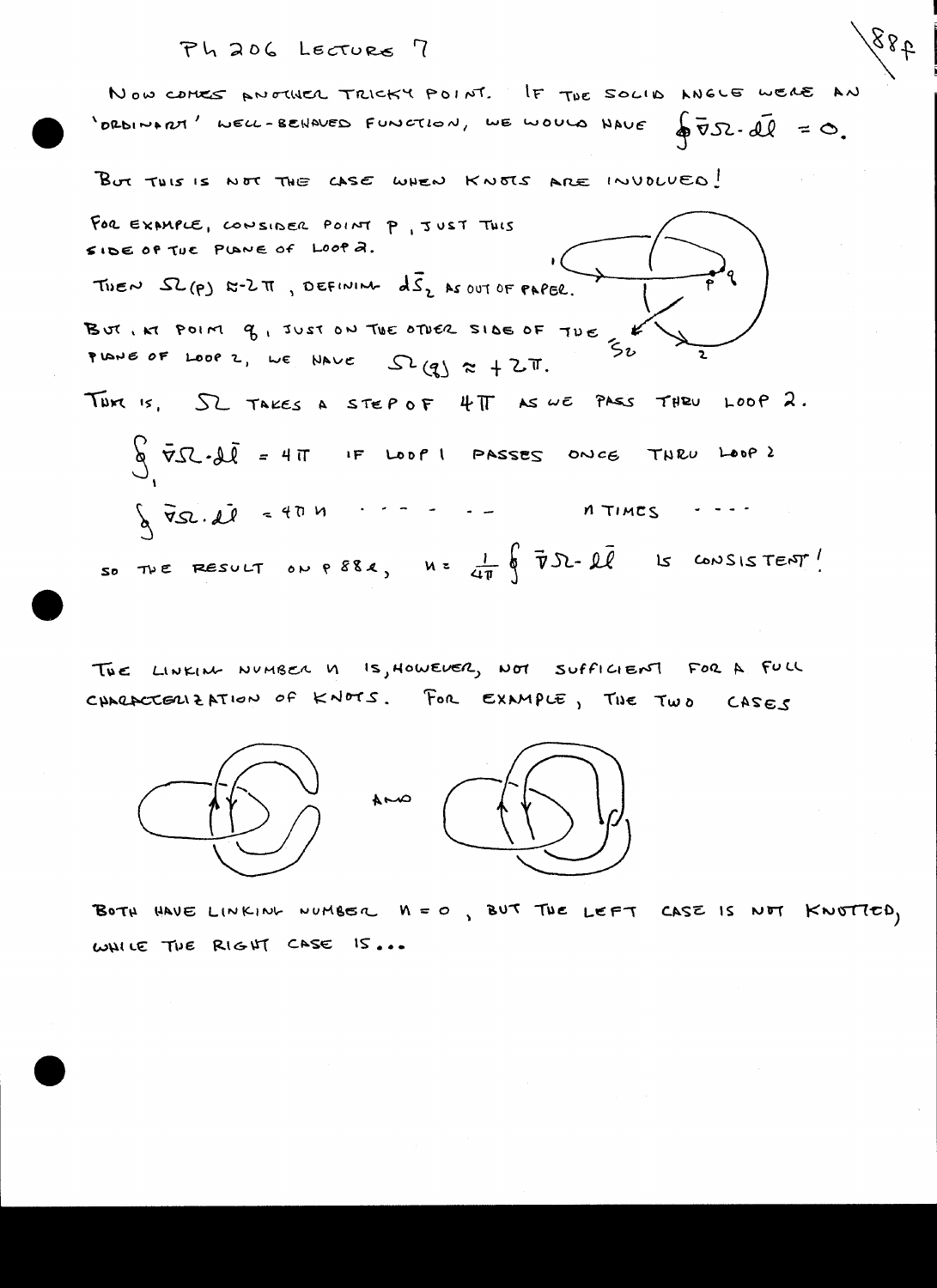NOW COMES ANOTHER TRICKY POINT. IF THE SOLID ANGLE WERE AN 'ORDINARY' WELL-BEHAVED FUNCTION, WE WOULD HAVE $\oint \vec{\nabla}\Omega \cdot d\vec{l} = 0$.

BUT THIS IS NOT THE CASE WHEN KNOTS ARE INVOLVED!

FOR EXAMPLE, CONSIDER POINT $p$, JUST THIS SIDE OF THE PLANE OF LOOP 2.

THEN $\Omega(p) \approx -2\pi$, DEFINING $d\vec{S}_2$ AS OUT OF PAPER.

BUT, AT POINT $q$, JUST ON THE OTHER SIDE OF THE PLANE OF LOOP 2, WE HAVE $\Omega(q) \approx +2\pi$.

THAT IS, $\Omega$ TAKES A STEP OF $4\pi$ AS WE PASS THRU LOOP 2.

$$\oint_1 \vec{\nabla}\Omega \cdot d\vec{l} = 4\pi \quad \text{IF LOOP 1 PASSES ONCE THRU LOOP 2}$$

$$\oint \vec{\nabla}\Omega \cdot d\vec{l} = 4\pi n \quad \text{- - - - - - } n \text{ TIMES - - - -}$$

SO THE RESULT ON P 88e, $n = \frac{1}{4\pi}\oint \vec{\nabla}\Omega \cdot d\vec{l}$ IS CONSISTENT!

THE LINKING NUMBER $n$ IS, HOWEVER, NOT SUFFICIENT FOR A FULL CHARACTERIZATION OF KNOTS. FOR EXAMPLE, THE TWO CASES

AND

BOTH HAVE LINKING NUMBER $n = 0$, BUT THE LEFT CASE IS NOT KNOTTED, WHILE THE RIGHT CASE IS...